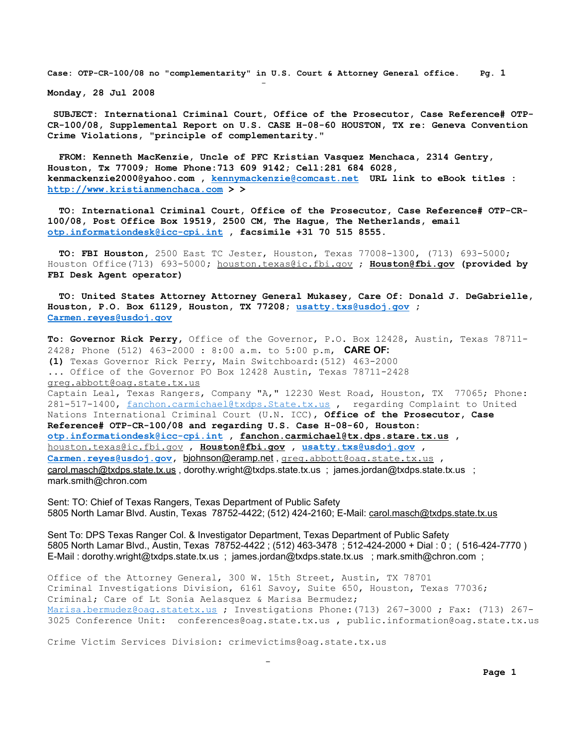**Case: OTP-CR-100/08 no "complementarity" in U.S. Court & Attorney General office. Pg. 1**

**Monday, 28 Jul 2008**

**SUBJECT: International Criminal Court, Office of the Prosecutor, Case Reference# OTP-CR-100/08, Supplemental Report on U.S. CASE H-08-60 HOUSTON, TX re: Geneva Convention Crime Violations, "principle of complementarity."**

**FROM: Kenneth MacKenzie, Uncle of PFC Kristian Vasquez Menchaca, 2314 Gentry, Houston, Tx 77009; Home Phone:713 609 9142; Cell:281 684 6028, kenmackenzie2000@yahoo.com , kennymackenzie@comcast.net URL link to eBook titles : http://www.kristianmenchaca.com > >**

**TO: International Criminal Court, Office of the Prosecutor, Case Reference# OTP-CR-100/08, Post Office Box 19519, 2500 CM, The Hague, The Netherlands, email otp.informationdesk@icc-cpi.int , facsimile +31 70 515 8555.**

**TO: FBI Houston**, 2500 East TC Jester, Houston, Texas 77008-1300, (713) 693-5000; Houston Office(713) 693-5000; houston.texas@ic.fbi.gov ; **Houston@fbi.gov (provided by FBI Desk Agent operator)**

**TO: United States Attorney Attorney General Mukasey, Care Of: Donald J. DeGabrielle, Houston, P.O. Box 61129, Houston, TX 77208; usatty.txs@usdoj.gov ; Carmen.reyes@usdoj.gov**

**To: Governor Rick Perry**, Office of the Governor, P.O. Box 12428, Austin, Texas 78711-2428; Phone (512) 463-2000 : 8:00 a.m. to 5:00 p.m, **CARE OF:**
**(1)** Texas Governor Rick Perry, Main Switchboard:(512) 463-2000
... Office of the Governor PO Box 12428 Austin, Texas 78711-2428
greg.abbott@oag.state.tx.us
Captain Leal, Texas Rangers, Company "A," 12230 West Road, Houston, TX 77065; Phone: 281-517-1400, fanchon.carmichael@txdps.State.tx.us , regarding Complaint to United Nations International Criminal Court (U.N. ICC), **Office of the Prosecutor, Case Reference# OTP-CR-100/08 and regarding U.S. Case H-08-60, Houston: otp.informationdesk@icc-cpi.int , fanchon.carmichael@tx.dps.stare.tx.us ,** houston.texas@ic.fbi.gov , **Houston@fbi.gov , usatty.txs@usdoj.gov , Carmen.reyes@usdoj.gov**, bjohnson@eramp.net , greg.abbott@oag.state.tx.us , carol.masch@txdps.state.tx.us , dorothy.wright@txdps.state.tx.us ; james.jordan@txdps.state.tx.us ; mark.smith@chron.com

Sent: TO: Chief of Texas Rangers, Texas Department of Public Safety
5805 North Lamar Blvd. Austin, Texas 78752-4422; (512) 424-2160; E-Mail: carol.masch@txdps.state.tx.us

Sent To: DPS Texas Ranger Col. & Investigator Department, Texas Department of Public Safety
5805 North Lamar Blvd., Austin, Texas 78752-4422 ; (512) 463-3478 ; 512-424-2000 + Dial : 0 ; ( 516-424-7770 )
E-Mail : dorothy.wright@txdps.state.tx.us ; james.jordan@txdps.state.tx.us ; mark.smith@chron.com ;

Office of the Attorney General, 300 W. 15th Street, Austin, TX 78701
Criminal Investigations Division, 6161 Savoy, Suite 650, Houston, Texas 77036;
Criminal; Care of Lt Sonia Aelasquez & Marisa Bermudez;
Marisa.bermudez@oag.statetx.us ; Investigations Phone:(713) 267-3000 ; Fax: (713) 267-3025 Conference Unit: conferences@oag.state.tx.us , public.information@oag.state.tx.us

Crime Victim Services Division: crimevictims@oag.state.tx.us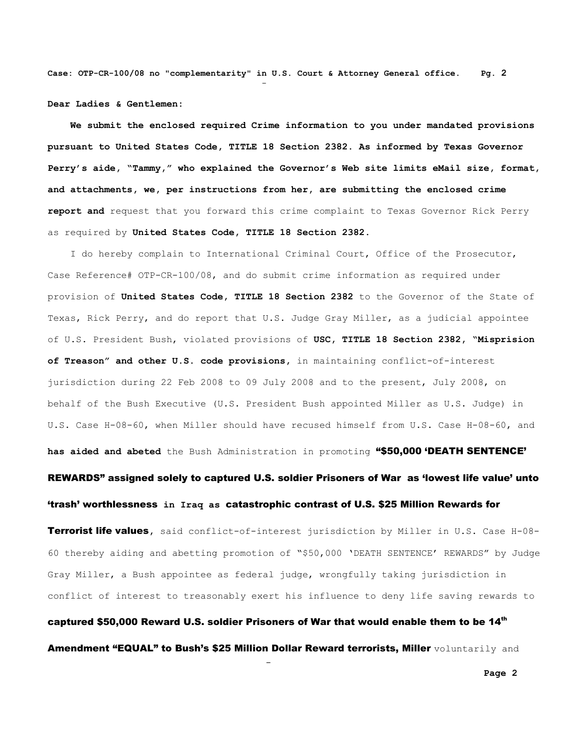**Case: OTP-CR-100/08 no "complementarity" in U.S. Court & Attorney General office.**

**Dear Ladies & Gentlemen:**

**We submit the enclosed required Crime information to you under mandated provisions pursuant to United States Code, TITLE 18 Section 2382. As informed by Texas Governor Perry's aide, "Tammy," who explained the Governor's Web site limits eMail size, format, and attachments, we, per instructions from her, are submitting the enclosed crime report and** request that you forward this crime complaint to Texas Governor Rick Perry as required by **United States Code, TITLE 18 Section 2382.**

I do hereby complain to International Criminal Court, Office of the Prosecutor, Case Reference# OTP-CR-100/08, and do submit crime information as required under provision of **United States Code, TITLE 18 Section 2382** to the Governor of the State of Texas, Rick Perry, and do report that U.S. Judge Gray Miller, as a judicial appointee of U.S. President Bush, violated provisions of **USC, TITLE 18 Section 2382, "Misprision of Treason" and other U.S. code provisions,** in maintaining conflict-of-interest jurisdiction during 22 Feb 2008 to 09 July 2008 and to the present, July 2008, on behalf of the Bush Executive (U.S. President Bush appointed Miller as U.S. Judge) in U.S. Case H-08-60, when Miller should have recused himself from U.S. Case H-08-60, and **has aided and abeted** the Bush Administration in promoting **"$50,000 'DEATH SENTENCE' REWARDS" assigned solely to captured U.S. soldier Prisoners of War as 'lowest life value' unto 'trash' worthlessness in Iraq as catastrophic contrast of U.S. $25 Million Rewards for Terrorist life values**, said conflict-of-interest jurisdiction by Miller in U.S. Case H-08-60 thereby aiding and abetting promotion of "$50,000 'DEATH SENTENCE' REWARDS" by Judge Gray Miller, a Bush appointee as federal judge, wrongfully taking jurisdiction in conflict of interest to treasonably exert his influence to deny life saving rewards to **captured $50,000 Reward U.S. soldier Prisoners of War that would enable them to be 14th Amendment "EQUAL" to Bush's $25 Million Dollar Reward terrorists, Miller** voluntarily and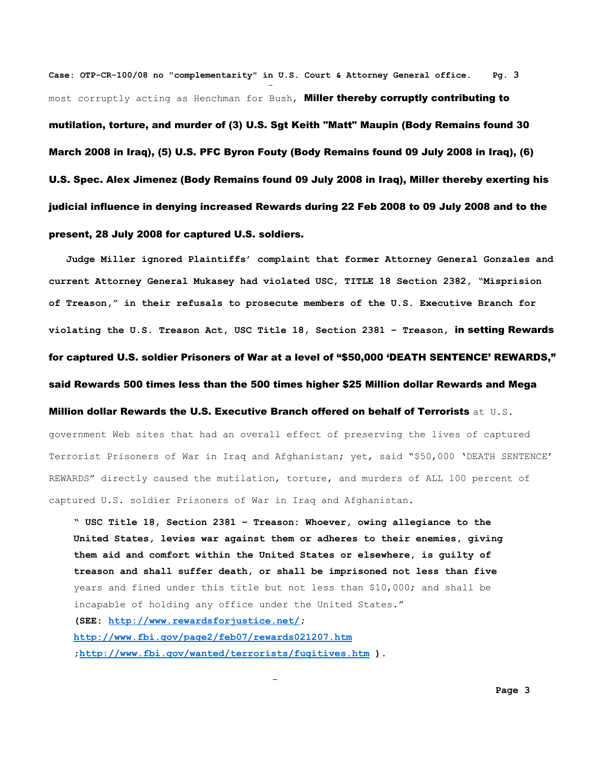most corruptly acting as Henchman for Bush, **Miller thereby corruptly contributing to mutilation, torture, and murder of (3) U.S. Sgt Keith "Matt" Maupin (Body Remains found 30 March 2008 in Iraq), (5) U.S. PFC Byron Fouty (Body Remains found 09 July 2008 in Iraq), (6) U.S. Spec. Alex Jimenez (Body Remains found 09 July 2008 in Iraq), Miller thereby exerting his judicial influence in denying increased Rewards during 22 Feb 2008 to 09 July 2008 and to the present, 28 July 2008 for captured U.S. soldiers.**

**Judge Miller ignored Plaintiffs' complaint that former Attorney General Gonzales and current Attorney General Mukasey had violated USC, TITLE 18 Section 2382, "Misprision of Treason," in their refusals to prosecute members of the U.S. Executive Branch for violating the U.S. Treason Act, USC Title 18, Section 2381 – Treason, in setting Rewards for captured U.S. soldier Prisoners of War at a level of "$50,000 'DEATH SENTENCE' REWARDS," said Rewards 500 times less than the 500 times higher $25 Million dollar Rewards and Mega Million dollar Rewards the U.S. Executive Branch offered on behalf of Terrorists** at U.S. government Web sites that had an overall effect of preserving the lives of captured Terrorist Prisoners of War in Iraq and Afghanistan; yet, said "$50,000 'DEATH SENTENCE' REWARDS" directly caused the mutilation, torture, and murders of ALL 100 percent of captured U.S. soldier Prisoners of War in Iraq and Afghanistan.

> **" USC Title 18, Section 2381 – Treason: Whoever, owing allegiance to the United States, levies war against them or adheres to their enemies, giving them aid and comfort within the United States or elsewhere, is guilty of treason and shall suffer death, or shall be imprisoned not less than five** years and fined under this title but not less than $10,000; and shall be incapable of holding any office under the United States."
> **(SEE: http://www.rewardsforjustice.net/; http://www.fbi.gov/page2/feb07/rewards021207.htm ;http://www.fbi.gov/wanted/terrorists/fugitives.htm ).**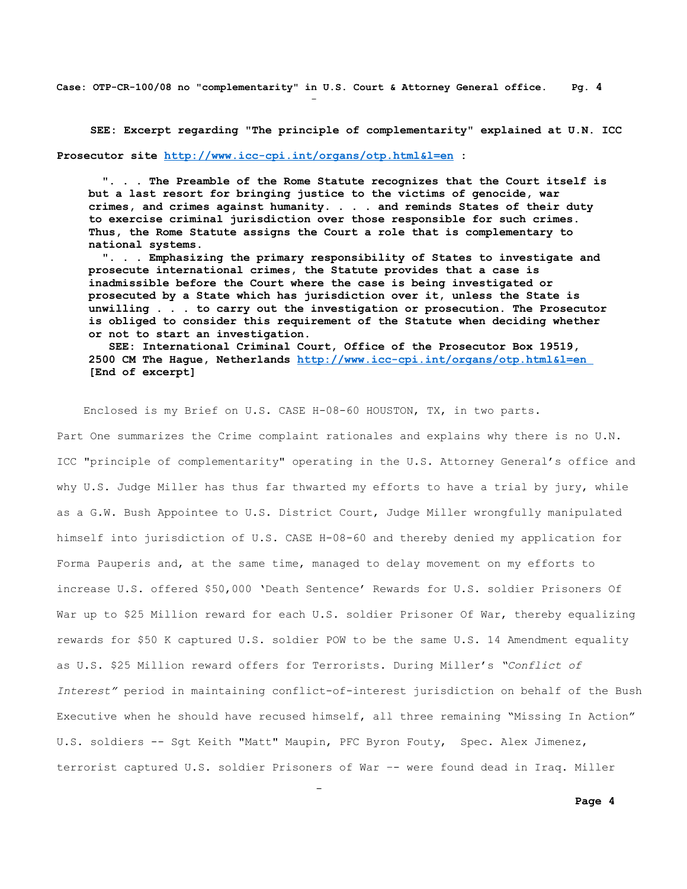**SEE: Excerpt regarding "The principle of complementarity" explained at U.N. ICC Prosecutor site [http://www.icc-cpi.int/organs/otp.html&l=en](http://www.icc-cpi.int/organs/otp.html&l=en) :**

> **". . . The Preamble of the Rome Statute recognizes that the Court itself is but a last resort for bringing justice to the victims of genocide, war crimes, and crimes against humanity. . . . and reminds States of their duty to exercise criminal jurisdiction over those responsible for such crimes. Thus, the Rome Statute assigns the Court a role that is complementary to national systems.**
>
> **". . . Emphasizing the primary responsibility of States to investigate and prosecute international crimes, the Statute provides that a case is inadmissible before the Court where the case is being investigated or prosecuted by a State which has jurisdiction over it, unless the State is unwilling . . . to carry out the investigation or prosecution. The Prosecutor is obliged to consider this requirement of the Statute when deciding whether or not to start an investigation.**
>
> **SEE: International Criminal Court, Office of the Prosecutor Box 19519, 2500 CM The Hague, Netherlands [http://www.icc-cpi.int/organs/otp.html&l=en](http://www.icc-cpi.int/organs/otp.html&l=en)**
> **[End of excerpt]**

Enclosed is my Brief on U.S. CASE H-08-60 HOUSTON, TX, in two parts. Part One summarizes the Crime complaint rationales and explains why there is no U.N. ICC "principle of complementarity" operating in the U.S. Attorney General's office and why U.S. Judge Miller has thus far thwarted my efforts to have a trial by jury, while as a G.W. Bush Appointee to U.S. District Court, Judge Miller wrongfully manipulated himself into jurisdiction of U.S. CASE H-08-60 and thereby denied my application for Forma Pauperis and, at the same time, managed to delay movement on my efforts to increase U.S. offered $50,000 'Death Sentence' Rewards for U.S. soldier Prisoners Of War up to $25 Million reward for each U.S. soldier Prisoner Of War, thereby equalizing rewards for $50 K captured U.S. soldier POW to be the same U.S. 14 Amendment equality as U.S. $25 Million reward offers for Terrorists. During Miller's *"Conflict of Interest"* period in maintaining conflict-of-interest jurisdiction on behalf of the Bush Executive when he should have recused himself, all three remaining "Missing In Action" U.S. soldiers -- Sgt Keith "Matt" Maupin, PFC Byron Fouty, Spec. Alex Jimenez, terrorist captured U.S. soldier Prisoners of War -- were found dead in Iraq. Miller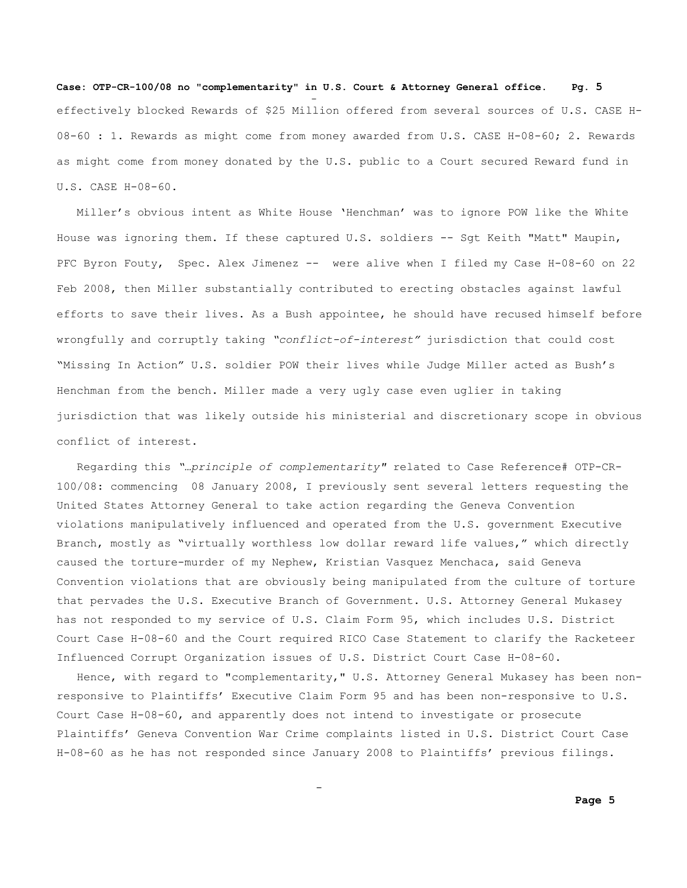effectively blocked Rewards of $25 Million offered from several sources of U.S. CASE H-08-60 : 1. Rewards as might come from money awarded from U.S. CASE H-08-60; 2. Rewards as might come from money donated by the U.S. public to a Court secured Reward fund in U.S. CASE H-08-60.

Miller's obvious intent as White House 'Henchman' was to ignore POW like the White House was ignoring them. If these captured U.S. soldiers -- Sgt Keith "Matt" Maupin, PFC Byron Fouty, Spec. Alex Jimenez -- were alive when I filed my Case H-08-60 on 22 Feb 2008, then Miller substantially contributed to erecting obstacles against lawful efforts to save their lives. As a Bush appointee, he should have recused himself before wrongfully and corruptly taking *"conflict-of-interest"* jurisdiction that could cost "Missing In Action" U.S. soldier POW their lives while Judge Miller acted as Bush's Henchman from the bench. Miller made a very ugly case even uglier in taking jurisdiction that was likely outside his ministerial and discretionary scope in obvious conflict of interest.

Regarding this *"…principle of complementarity"* related to Case Reference# OTP-CR-100/08: commencing 08 January 2008, I previously sent several letters requesting the United States Attorney General to take action regarding the Geneva Convention violations manipulatively influenced and operated from the U.S. government Executive Branch, mostly as "virtually worthless low dollar reward life values," which directly caused the torture-murder of my Nephew, Kristian Vasquez Menchaca, said Geneva Convention violations that are obviously being manipulated from the culture of torture that pervades the U.S. Executive Branch of Government. U.S. Attorney General Mukasey has not responded to my service of U.S. Claim Form 95, which includes U.S. District Court Case H-08-60 and the Court required RICO Case Statement to clarify the Racketeer Influenced Corrupt Organization issues of U.S. District Court Case H-08-60.

Hence, with regard to "complementarity," U.S. Attorney General Mukasey has been non-responsive to Plaintiffs' Executive Claim Form 95 and has been non-responsive to U.S. Court Case H-08-60, and apparently does not intend to investigate or prosecute Plaintiffs' Geneva Convention War Crime complaints listed in U.S. District Court Case H-08-60 as he has not responded since January 2008 to Plaintiffs' previous filings.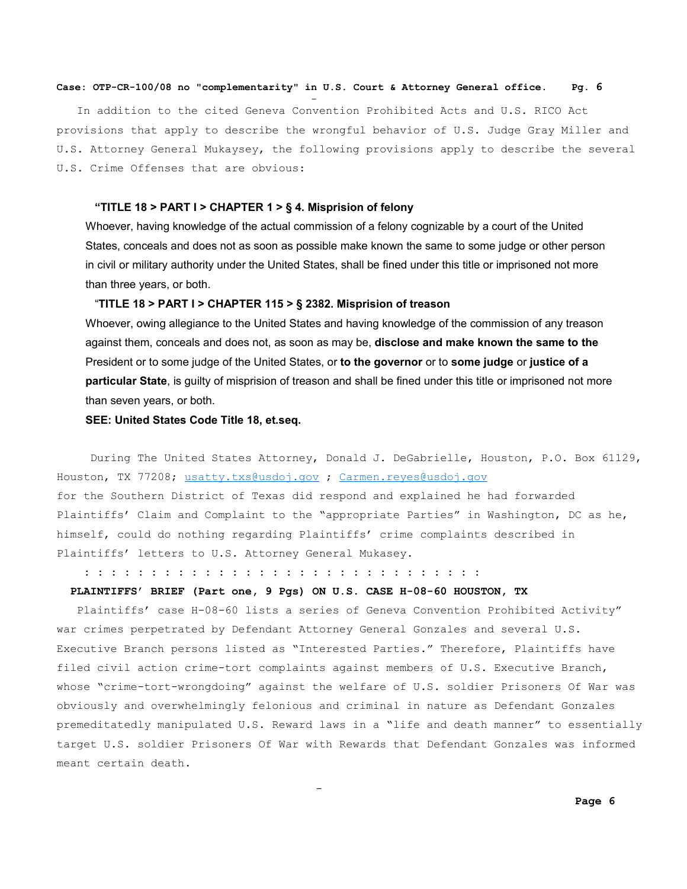In addition to the cited Geneva Convention Prohibited Acts and U.S. RICO Act provisions that apply to describe the wrongful behavior of U.S. Judge Gray Miller and U.S. Attorney General Mukaysey, the following provisions apply to describe the several U.S. Crime Offenses that are obvious:

**"TITLE 18 > PART I > CHAPTER 1 > § 4. Misprision of felony**

Whoever, having knowledge of the actual commission of a felony cognizable by a court of the United States, conceals and does not as soon as possible make known the same to some judge or other person in civil or military authority under the United States, shall be fined under this title or imprisoned not more than three years, or both.

"**TITLE 18 > PART I > CHAPTER 115 > § 2382. Misprision of treason**

Whoever, owing allegiance to the United States and having knowledge of the commission of any treason against them, conceals and does not, as soon as may be, **disclose and make known the same to the** President or to some judge of the United States, or **to the governor** or to **some judge** or **justice of a particular State**, is guilty of misprision of treason and shall be fined under this title or imprisoned not more than seven years, or both.

**SEE: United States Code Title 18, et.seq.**

During The United States Attorney, Donald J. DeGabrielle, Houston, P.O. Box 61129, Houston, TX 77208; usatty.txs@usdoj.gov ; Carmen.reyes@usdoj.gov for the Southern District of Texas did respond and explained he had forwarded Plaintiffs' Claim and Complaint to the "appropriate Parties" in Washington, DC as he, himself, could do nothing regarding Plaintiffs' crime complaints described in Plaintiffs' letters to U.S. Attorney General Mukasey.

: : : : : : : : : : : : : : : : : : : : : : : : : : : : : : : :

**PLAINTIFFS' BRIEF (Part one, 9 Pgs) ON U.S. CASE H-08-60 HOUSTON, TX**

Plaintiffs' case H-08-60 lists a series of Geneva Convention Prohibited Activity" war crimes perpetrated by Defendant Attorney General Gonzales and several U.S. Executive Branch persons listed as "Interested Parties." Therefore, Plaintiffs have filed civil action crime-tort complaints against members of U.S. Executive Branch, whose "crime-tort-wrongdoing" against the welfare of U.S. soldier Prisoners Of War was obviously and overwhelmingly felonious and criminal in nature as Defendant Gonzales premeditatedly manipulated U.S. Reward laws in a "life and death manner" to essentially target U.S. soldier Prisoners Of War with Rewards that Defendant Gonzales was informed meant certain death.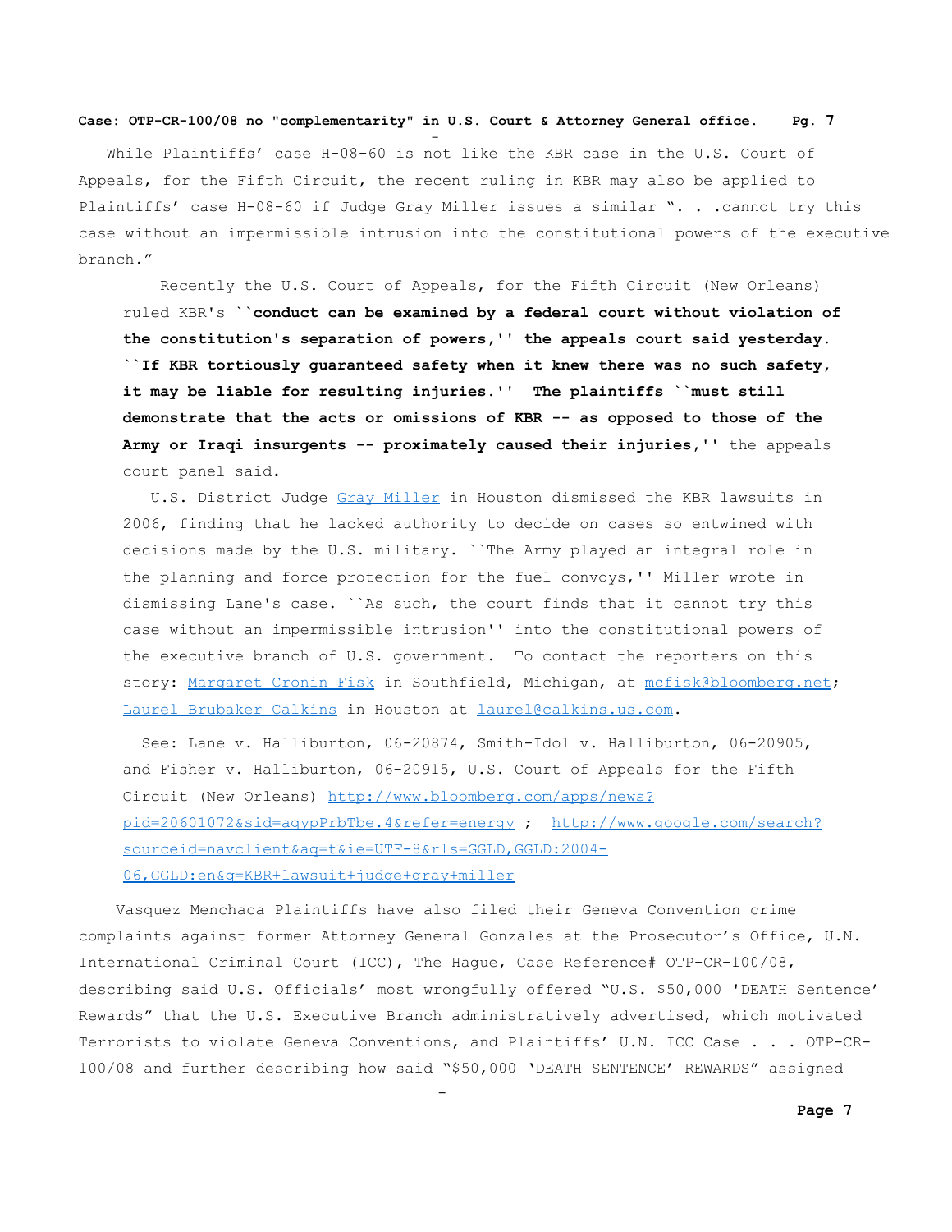While Plaintiffs' case H-08-60 is not like the KBR case in the U.S. Court of Appeals, for the Fifth Circuit, the recent ruling in KBR may also be applied to Plaintiffs' case H-08-60 if Judge Gray Miller issues a similar ". . .cannot try this case without an impermissible intrusion into the constitutional powers of the executive branch."

Recently the U.S. Court of Appeals, for the Fifth Circuit (New Orleans) ruled KBR's **``conduct can be examined by a federal court without violation of the constitution's separation of powers,'' the appeals court said yesterday. ``If KBR tortiously guaranteed safety when it knew there was no such safety, it may be liable for resulting injuries.'' The plaintiffs ``must still demonstrate that the acts or omissions of KBR -- as opposed to those of the Army or Iraqi insurgents -- proximately caused their injuries,''** the appeals court panel said.

U.S. District Judge [Gray Miller](#) in Houston dismissed the KBR lawsuits in 2006, finding that he lacked authority to decide on cases so entwined with decisions made by the U.S. military. ``The Army played an integral role in the planning and force protection for the fuel convoys,'' Miller wrote in dismissing Lane's case. ``As such, the court finds that it cannot try this case without an impermissible intrusion'' into the constitutional powers of the executive branch of U.S. government. To contact the reporters on this story: [Margaret Cronin Fisk](#) in Southfield, Michigan, at mcfisk@bloomberg.net; [Laurel Brubaker Calkins](#) in Houston at laurel@calkins.us.com.

See: Lane v. Halliburton, 06-20874, Smith-Idol v. Halliburton, 06-20905, and Fisher v. Halliburton, 06-20915, U.S. Court of Appeals for the Fifth Circuit (New Orleans) http://www.bloomberg.com/apps/news?pid=20601072&sid=aqypPrbTbe.4&refer=energy ; http://www.google.com/search?sourceid=navclient&aq=t&ie=UTF-8&rls=GGLD,GGLD:2004-06,GGLD:en&q=KBR+lawsuit+judge+gray+miller

Vasquez Menchaca Plaintiffs have also filed their Geneva Convention crime complaints against former Attorney General Gonzales at the Prosecutor's Office, U.N. International Criminal Court (ICC), The Hague, Case Reference# OTP-CR-100/08, describing said U.S. Officials' most wrongfully offered "U.S. $50,000 'DEATH Sentence' Rewards" that the U.S. Executive Branch administratively advertised, which motivated Terrorists to violate Geneva Conventions, and Plaintiffs' U.N. ICC Case . . . OTP-CR-100/08 and further describing how said "$50,000 'DEATH SENTENCE' REWARDS" assigned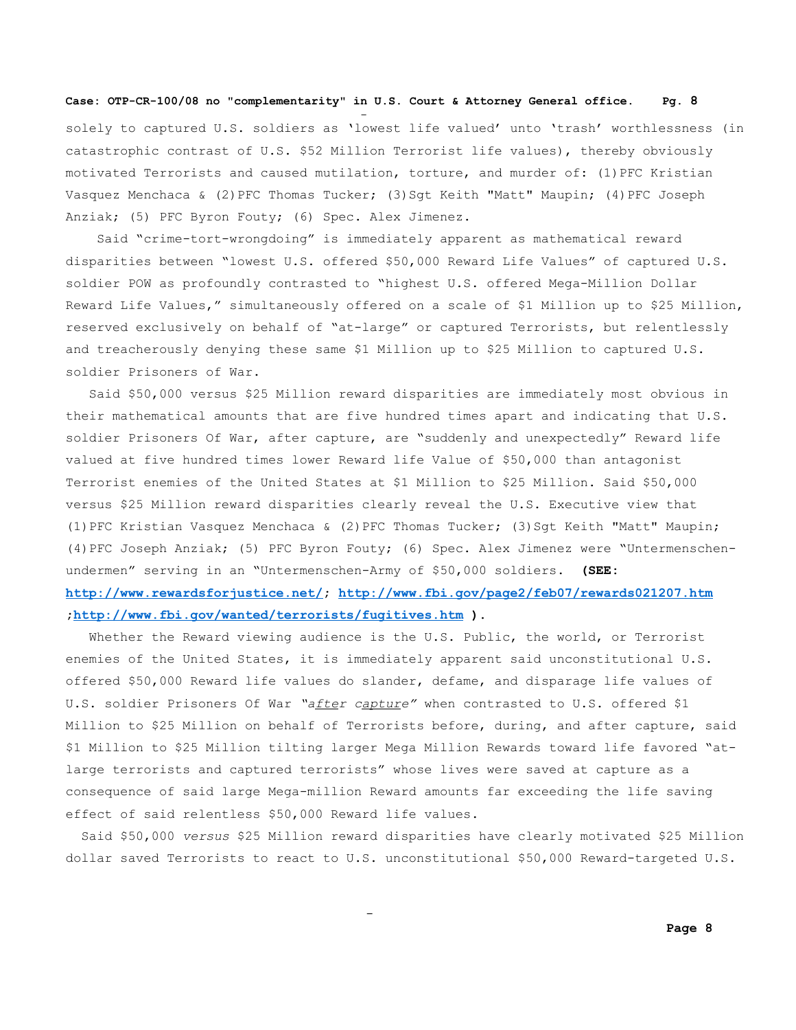solely to captured U.S. soldiers as 'lowest life valued' unto 'trash' worthlessness (in catastrophic contrast of U.S. $52 Million Terrorist life values), thereby obviously motivated Terrorists and caused mutilation, torture, and murder of: (1) PFC Kristian Vasquez Menchaca & (2) PFC Thomas Tucker; (3) Sgt Keith "Matt" Maupin; (4) PFC Joseph Anziak; (5) PFC Byron Fouty; (6) Spec. Alex Jimenez.

Said "crime-tort-wrongdoing" is immediately apparent as mathematical reward disparities between "lowest U.S. offered $50,000 Reward Life Values" of captured U.S. soldier POW as profoundly contrasted to "highest U.S. offered Mega-Million Dollar Reward Life Values," simultaneously offered on a scale of $1 Million up to $25 Million, reserved exclusively on behalf of "at-large" or captured Terrorists, but relentlessly and treacherously denying these same $1 Million up to $25 Million to captured U.S. soldier Prisoners of War.

Said $50,000 versus $25 Million reward disparities are immediately most obvious in their mathematical amounts that are five hundred times apart and indicating that U.S. soldier Prisoners Of War, after capture, are "suddenly and unexpectedly" Reward life valued at five hundred times lower Reward life Value of $50,000 than antagonist Terrorist enemies of the United States at $1 Million to $25 Million. Said $50,000 versus $25 Million reward disparities clearly reveal the U.S. Executive view that (1) PFC Kristian Vasquez Menchaca & (2) PFC Thomas Tucker; (3) Sgt Keith "Matt" Maupin; (4) PFC Joseph Anziak; (5) PFC Byron Fouty; (6) Spec. Alex Jimenez were "Untermenschen-undermen" serving in an "Untermenschen-Army of $50,000 soldiers. **(SEE: http://www.rewardsforjustice.net/; http://www.fbi.gov/page2/feb07/rewards021207.htm ;http://www.fbi.gov/wanted/terrorists/fugitives.htm ).**

Whether the Reward viewing audience is the U.S. Public, the world, or Terrorist enemies of the United States, it is immediately apparent said unconstitutional U.S. offered $50,000 Reward life values do slander, defame, and disparage life values of U.S. soldier Prisoners Of War *"after capture"* when contrasted to U.S. offered $1 Million to $25 Million on behalf of Terrorists before, during, and after capture, said $1 Million to $25 Million tilting larger Mega Million Rewards toward life favored "at-large terrorists and captured terrorists" whose lives were saved at capture as a consequence of said large Mega-million Reward amounts far exceeding the life saving effect of said relentless $50,000 Reward life values.

Said $50,000 *versus* $25 Million reward disparities have clearly motivated $25 Million dollar saved Terrorists to react to U.S. unconstitutional $50,000 Reward-targeted U.S.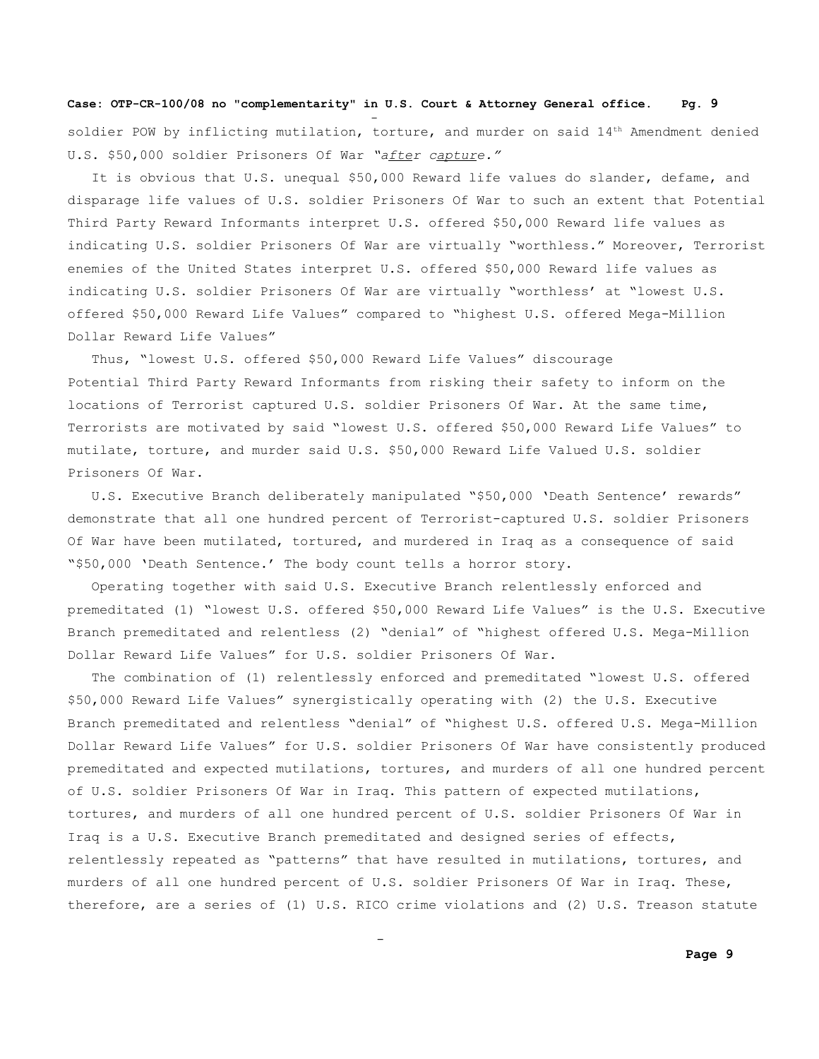soldier POW by inflicting mutilation, torture, and murder on said 14th Amendment denied U.S. $50,000 soldier Prisoners Of War *"after capture."*

It is obvious that U.S. unequal $50,000 Reward life values do slander, defame, and disparage life values of U.S. soldier Prisoners Of War to such an extent that Potential Third Party Reward Informants interpret U.S. offered $50,000 Reward life values as indicating U.S. soldier Prisoners Of War are virtually "worthless." Moreover, Terrorist enemies of the United States interpret U.S. offered $50,000 Reward life values as indicating U.S. soldier Prisoners Of War are virtually "worthless' at "lowest U.S. offered $50,000 Reward Life Values" compared to "highest U.S. offered Mega-Million Dollar Reward Life Values"

Thus, "lowest U.S. offered $50,000 Reward Life Values" discourage Potential Third Party Reward Informants from risking their safety to inform on the locations of Terrorist captured U.S. soldier Prisoners Of War. At the same time, Terrorists are motivated by said "lowest U.S. offered $50,000 Reward Life Values" to mutilate, torture, and murder said U.S. $50,000 Reward Life Valued U.S. soldier Prisoners Of War.

U.S. Executive Branch deliberately manipulated "$50,000 'Death Sentence' rewards" demonstrate that all one hundred percent of Terrorist-captured U.S. soldier Prisoners Of War have been mutilated, tortured, and murdered in Iraq as a consequence of said "$50,000 'Death Sentence.' The body count tells a horror story.

Operating together with said U.S. Executive Branch relentlessly enforced and premeditated (1) "lowest U.S. offered $50,000 Reward Life Values" is the U.S. Executive Branch premeditated and relentless (2) "denial" of "highest offered U.S. Mega-Million Dollar Reward Life Values" for U.S. soldier Prisoners Of War.

The combination of (1) relentlessly enforced and premeditated "lowest U.S. offered $50,000 Reward Life Values" synergistically operating with (2) the U.S. Executive Branch premeditated and relentless "denial" of "highest U.S. offered U.S. Mega-Million Dollar Reward Life Values" for U.S. soldier Prisoners Of War have consistently produced premeditated and expected mutilations, tortures, and murders of all one hundred percent of U.S. soldier Prisoners Of War in Iraq. This pattern of expected mutilations, tortures, and murders of all one hundred percent of U.S. soldier Prisoners Of War in Iraq is a U.S. Executive Branch premeditated and designed series of effects, relentlessly repeated as "patterns" that have resulted in mutilations, tortures, and murders of all one hundred percent of U.S. soldier Prisoners Of War in Iraq. These, therefore, are a series of (1) U.S. RICO crime violations and (2) U.S. Treason statute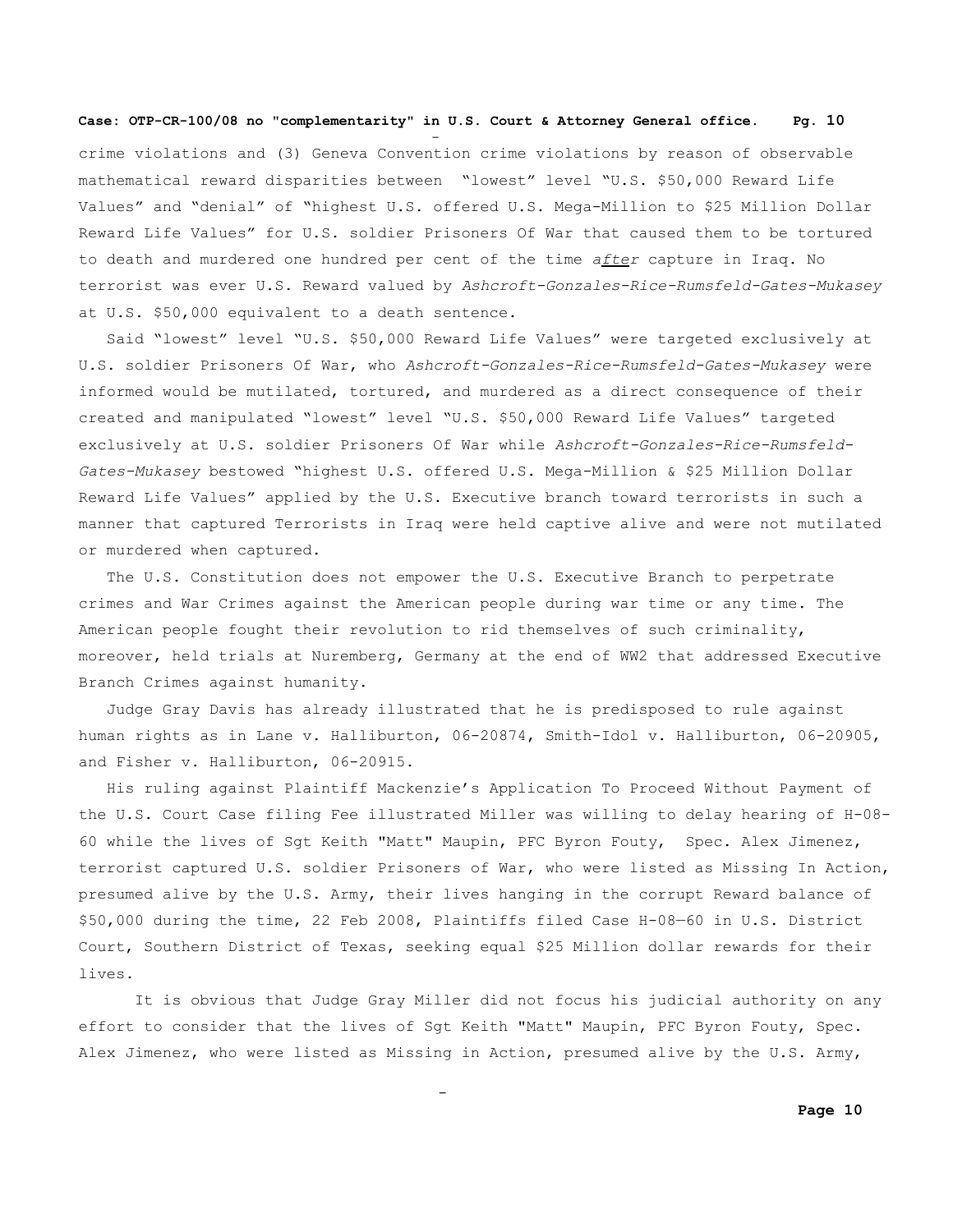crime violations and (3) Geneva Convention crime violations by reason of observable mathematical reward disparities between "lowest" level "U.S. $50,000 Reward Life Values" and "denial" of "highest U.S. offered U.S. Mega-Million to $25 Million Dollar Reward Life Values" for U.S. soldier Prisoners Of War that caused them to be tortured to death and murdered one hundred per cent of the time <u>*after*</u> capture in Iraq. No terrorist was ever U.S. Reward valued by *Ashcroft-Gonzales-Rice-Rumsfeld-Gates-Mukasey* at U.S. $50,000 equivalent to a death sentence.

Said "lowest" level "U.S. $50,000 Reward Life Values" were targeted exclusively at U.S. soldier Prisoners Of War, who *Ashcroft-Gonzales-Rice-Rumsfeld-Gates-Mukasey* were informed would be mutilated, tortured, and murdered as a direct consequence of their created and manipulated "lowest" level "U.S. $50,000 Reward Life Values" targeted exclusively at U.S. soldier Prisoners Of War while *Ashcroft-Gonzales-Rice-Rumsfeld-Gates-Mukasey* bestowed "highest U.S. offered U.S. Mega-Million & $25 Million Dollar Reward Life Values" applied by the U.S. Executive branch toward terrorists in such a manner that captured Terrorists in Iraq were held captive alive and were not mutilated or murdered when captured.

The U.S. Constitution does not empower the U.S. Executive Branch to perpetrate crimes and War Crimes against the American people during war time or any time. The American people fought their revolution to rid themselves of such criminality, moreover, held trials at Nuremberg, Germany at the end of WW2 that addressed Executive Branch Crimes against humanity.

Judge Gray Davis has already illustrated that he is predisposed to rule against human rights as in Lane v. Halliburton, 06-20874, Smith-Idol v. Halliburton, 06-20905, and Fisher v. Halliburton, 06-20915.

His ruling against Plaintiff Mackenzie's Application To Proceed Without Payment of the U.S. Court Case filing Fee illustrated Miller was willing to delay hearing of H-08-60 while the lives of Sgt Keith "Matt" Maupin, PFC Byron Fouty, Spec. Alex Jimenez, terrorist captured U.S. soldier Prisoners of War, who were listed as Missing In Action, presumed alive by the U.S. Army, their lives hanging in the corrupt Reward balance of $50,000 during the time, 22 Feb 2008, Plaintiffs filed Case H-08—60 in U.S. District Court, Southern District of Texas, seeking equal $25 Million dollar rewards for their lives.

It is obvious that Judge Gray Miller did not focus his judicial authority on any effort to consider that the lives of Sgt Keith "Matt" Maupin, PFC Byron Fouty, Spec. Alex Jimenez, who were listed as Missing in Action, presumed alive by the U.S. Army,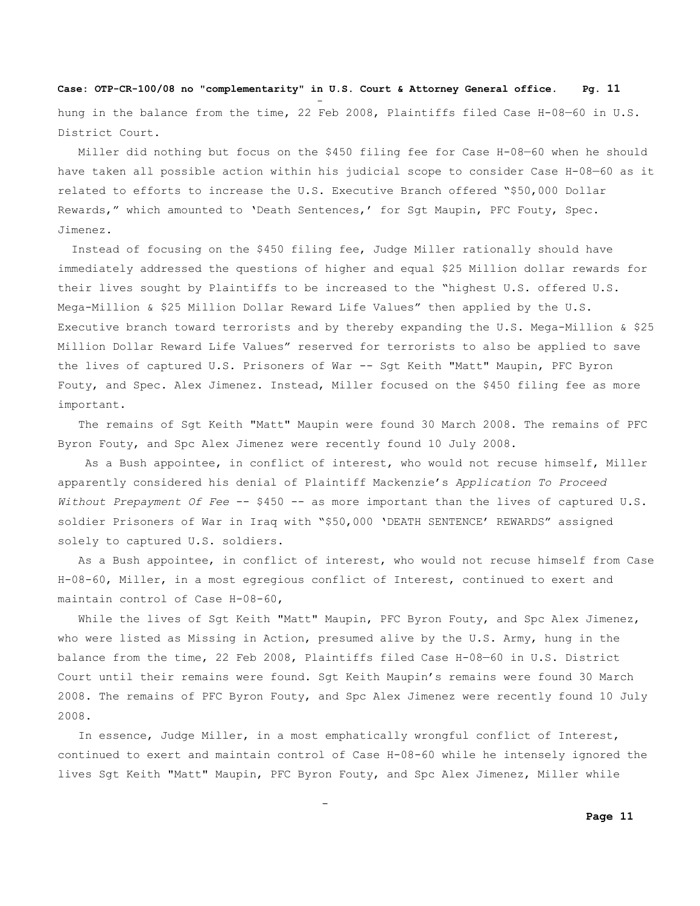hung in the balance from the time, 22 Feb 2008, Plaintiffs filed Case H-08—60 in U.S. District Court.

Miller did nothing but focus on the $450 filing fee for Case H-08—60 when he should have taken all possible action within his judicial scope to consider Case H-08—60 as it related to efforts to increase the U.S. Executive Branch offered "$50,000 Dollar Rewards," which amounted to 'Death Sentences,' for Sgt Maupin, PFC Fouty, Spec. Jimenez.

Instead of focusing on the $450 filing fee, Judge Miller rationally should have immediately addressed the questions of higher and equal $25 Million dollar rewards for their lives sought by Plaintiffs to be increased to the "highest U.S. offered U.S. Mega-Million & $25 Million Dollar Reward Life Values" then applied by the U.S. Executive branch toward terrorists and by thereby expanding the U.S. Mega-Million & $25 Million Dollar Reward Life Values" reserved for terrorists to also be applied to save the lives of captured U.S. Prisoners of War -- Sgt Keith "Matt" Maupin, PFC Byron Fouty, and Spec. Alex Jimenez. Instead, Miller focused on the $450 filing fee as more important.

The remains of Sgt Keith "Matt" Maupin were found 30 March 2008. The remains of PFC Byron Fouty, and Spc Alex Jimenez were recently found 10 July 2008.

As a Bush appointee, in conflict of interest, who would not recuse himself, Miller apparently considered his denial of Plaintiff Mackenzie's *Application To Proceed Without Prepayment Of Fee* -- $450 -- as more important than the lives of captured U.S. soldier Prisoners of War in Iraq with "$50,000 'DEATH SENTENCE' REWARDS" assigned solely to captured U.S. soldiers.

As a Bush appointee, in conflict of interest, who would not recuse himself from Case H-08-60, Miller, in a most egregious conflict of Interest, continued to exert and maintain control of Case H-08-60,

While the lives of Sgt Keith "Matt" Maupin, PFC Byron Fouty, and Spc Alex Jimenez, who were listed as Missing in Action, presumed alive by the U.S. Army, hung in the balance from the time, 22 Feb 2008, Plaintiffs filed Case H-08—60 in U.S. District Court until their remains were found. Sgt Keith Maupin's remains were found 30 March 2008. The remains of PFC Byron Fouty, and Spc Alex Jimenez were recently found 10 July 2008.

In essence, Judge Miller, in a most emphatically wrongful conflict of Interest, continued to exert and maintain control of Case H-08-60 while he intensely ignored the lives Sgt Keith "Matt" Maupin, PFC Byron Fouty, and Spc Alex Jimenez, Miller while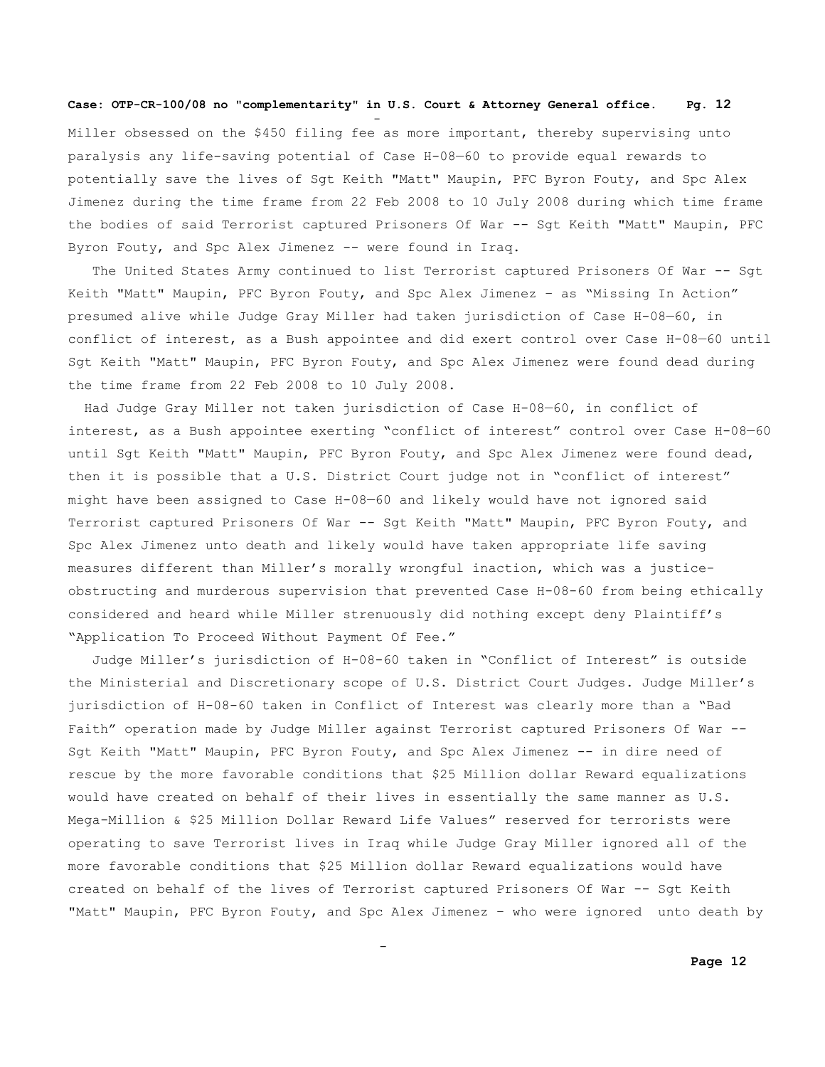Miller obsessed on the $450 filing fee as more important, thereby supervising unto paralysis any life-saving potential of Case H-08—60 to provide equal rewards to potentially save the lives of Sgt Keith "Matt" Maupin, PFC Byron Fouty, and Spc Alex Jimenez during the time frame from 22 Feb 2008 to 10 July 2008 during which time frame the bodies of said Terrorist captured Prisoners Of War -- Sgt Keith "Matt" Maupin, PFC Byron Fouty, and Spc Alex Jimenez -- were found in Iraq.

The United States Army continued to list Terrorist captured Prisoners Of War -- Sgt Keith "Matt" Maupin, PFC Byron Fouty, and Spc Alex Jimenez – as "Missing In Action" presumed alive while Judge Gray Miller had taken jurisdiction of Case H-08—60, in conflict of interest, as a Bush appointee and did exert control over Case H-08—60 until Sgt Keith "Matt" Maupin, PFC Byron Fouty, and Spc Alex Jimenez were found dead during the time frame from 22 Feb 2008 to 10 July 2008.

Had Judge Gray Miller not taken jurisdiction of Case H-08—60, in conflict of interest, as a Bush appointee exerting "conflict of interest" control over Case H-08—60 until Sgt Keith "Matt" Maupin, PFC Byron Fouty, and Spc Alex Jimenez were found dead, then it is possible that a U.S. District Court judge not in "conflict of interest" might have been assigned to Case H-08—60 and likely would have not ignored said Terrorist captured Prisoners Of War -- Sgt Keith "Matt" Maupin, PFC Byron Fouty, and Spc Alex Jimenez unto death and likely would have taken appropriate life saving measures different than Miller's morally wrongful inaction, which was a justice-obstructing and murderous supervision that prevented Case H-08-60 from being ethically considered and heard while Miller strenuously did nothing except deny Plaintiff's "Application To Proceed Without Payment Of Fee."

Judge Miller's jurisdiction of H-08-60 taken in "Conflict of Interest" is outside the Ministerial and Discretionary scope of U.S. District Court Judges. Judge Miller's jurisdiction of H-08-60 taken in Conflict of Interest was clearly more than a "Bad Faith" operation made by Judge Miller against Terrorist captured Prisoners Of War -- Sgt Keith "Matt" Maupin, PFC Byron Fouty, and Spc Alex Jimenez -- in dire need of rescue by the more favorable conditions that $25 Million dollar Reward equalizations would have created on behalf of their lives in essentially the same manner as U.S. Mega-Million & $25 Million Dollar Reward Life Values" reserved for terrorists were operating to save Terrorist lives in Iraq while Judge Gray Miller ignored all of the more favorable conditions that $25 Million dollar Reward equalizations would have created on behalf of the lives of Terrorist captured Prisoners Of War -- Sgt Keith "Matt" Maupin, PFC Byron Fouty, and Spc Alex Jimenez – who were ignored unto death by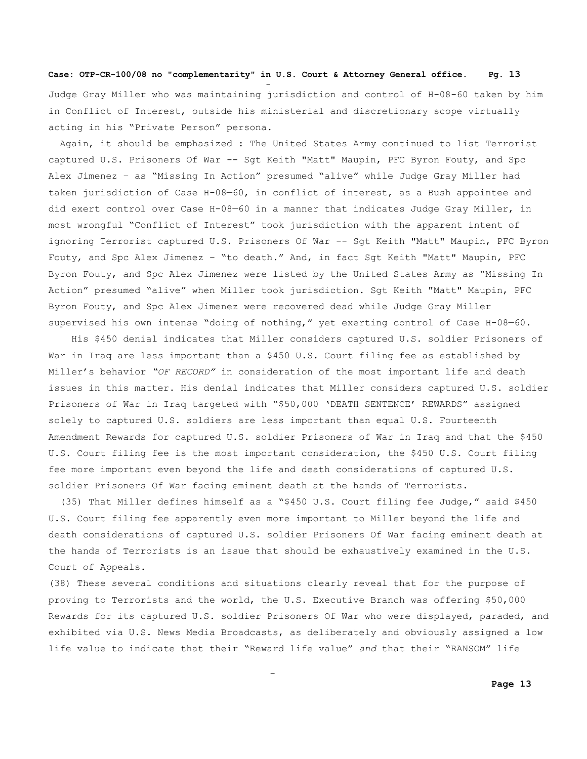Judge Gray Miller who was maintaining jurisdiction and control of H-08-60 taken by him in Conflict of Interest, outside his ministerial and discretionary scope virtually acting in his "Private Person" persona.

Again, it should be emphasized : The United States Army continued to list Terrorist captured U.S. Prisoners Of War -- Sgt Keith "Matt" Maupin, PFC Byron Fouty, and Spc Alex Jimenez – as "Missing In Action" presumed "alive" while Judge Gray Miller had taken jurisdiction of Case H-08—60, in conflict of interest, as a Bush appointee and did exert control over Case H-08—60 in a manner that indicates Judge Gray Miller, in most wrongful "Conflict of Interest" took jurisdiction with the apparent intent of ignoring Terrorist captured U.S. Prisoners Of War -- Sgt Keith "Matt" Maupin, PFC Byron Fouty, and Spc Alex Jimenez – "to death." And, in fact Sgt Keith "Matt" Maupin, PFC Byron Fouty, and Spc Alex Jimenez were listed by the United States Army as "Missing In Action" presumed "alive" when Miller took jurisdiction. Sgt Keith "Matt" Maupin, PFC Byron Fouty, and Spc Alex Jimenez were recovered dead while Judge Gray Miller supervised his own intense "doing of nothing," yet exerting control of Case H-08—60.

His $450 denial indicates that Miller considers captured U.S. soldier Prisoners of War in Iraq are less important than a $450 U.S. Court filing fee as established by Miller's behavior *"OF RECORD"* in consideration of the most important life and death issues in this matter. His denial indicates that Miller considers captured U.S. soldier Prisoners of War in Iraq targeted with "$50,000 'DEATH SENTENCE' REWARDS" assigned solely to captured U.S. soldiers are less important than equal U.S. Fourteenth Amendment Rewards for captured U.S. soldier Prisoners of War in Iraq and that the $450 U.S. Court filing fee is the most important consideration, the $450 U.S. Court filing fee more important even beyond the life and death considerations of captured U.S. soldier Prisoners Of War facing eminent death at the hands of Terrorists.

(35) That Miller defines himself as a "$450 U.S. Court filing fee Judge," said $450 U.S. Court filing fee apparently even more important to Miller beyond the life and death considerations of captured U.S. soldier Prisoners Of War facing eminent death at the hands of Terrorists is an issue that should be exhaustively examined in the U.S. Court of Appeals.

(38) These several conditions and situations clearly reveal that for the purpose of proving to Terrorists and the world, the U.S. Executive Branch was offering $50,000 Rewards for its captured U.S. soldier Prisoners Of War who were displayed, paraded, and exhibited via U.S. News Media Broadcasts, as deliberately and obviously assigned a low life value to indicate that their "Reward life value" *and* that their "RANSOM" life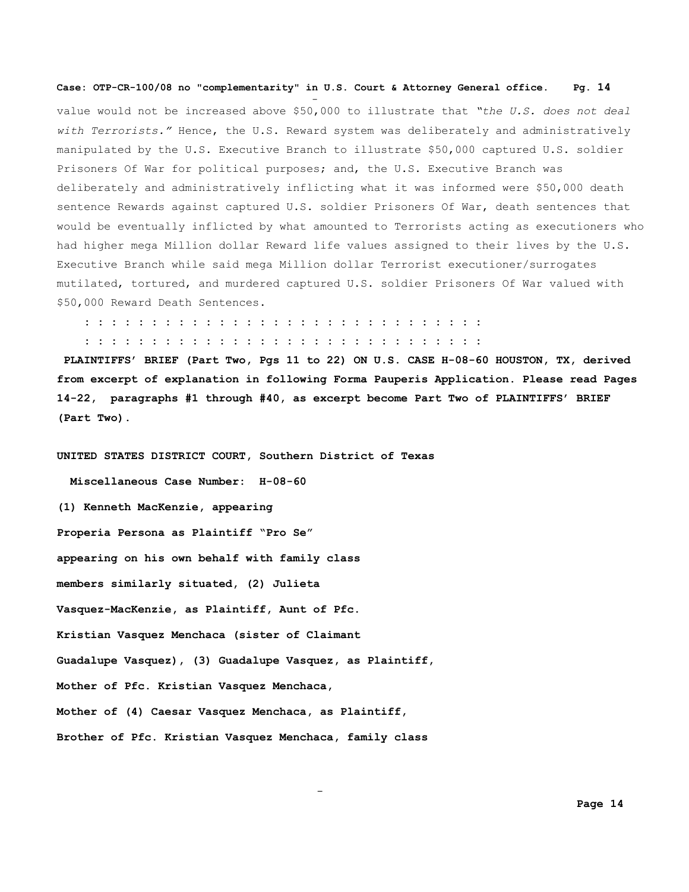value would not be increased above $50,000 to illustrate that *"the U.S. does not deal with Terrorists."* Hence, the U.S. Reward system was deliberately and administratively manipulated by the U.S. Executive Branch to illustrate $50,000 captured U.S. soldier Prisoners Of War for political purposes; and, the U.S. Executive Branch was deliberately and administratively inflicting what it was informed were $50,000 death sentence Rewards against captured U.S. soldier Prisoners Of War, death sentences that would be eventually inflicted by what amounted to Terrorists acting as executioners who had higher mega Million dollar Reward life values assigned to their lives by the U.S. Executive Branch while said mega Million dollar Terrorist executioner/surrogates mutilated, tortured, and murdered captured U.S. soldier Prisoners Of War valued with $50,000 Reward Death Sentences.

: : : : : : : : : : : : : : : : : : : : : : : : : : : : : : : :

: : : : : : : : : : : : : : : : : : : : : : : : : : : : : : : :

**PLAINTIFFS' BRIEF (Part Two, Pgs 11 to 22) ON U.S. CASE H-08-60 HOUSTON, TX, derived from excerpt of explanation in following Forma Pauperis Application. Please read Pages 14-22, paragraphs #1 through #40, as excerpt become Part Two of PLAINTIFFS' BRIEF (Part Two).**

**UNITED STATES DISTRICT COURT, Southern District of Texas**

**Miscellaneous Case Number: H-08-60**

**(1) Kenneth MacKenzie, appearing**

**Properia Persona as Plaintiff "Pro Se"**

**appearing on his own behalf with family class**

**members similarly situated, (2) Julieta**

**Vasquez-MacKenzie, as Plaintiff, Aunt of Pfc.**

**Kristian Vasquez Menchaca (sister of Claimant**

**Guadalupe Vasquez), (3) Guadalupe Vasquez, as Plaintiff,**

**Mother of Pfc. Kristian Vasquez Menchaca,**

**Mother of (4) Caesar Vasquez Menchaca, as Plaintiff,**

**Brother of Pfc. Kristian Vasquez Menchaca, family class**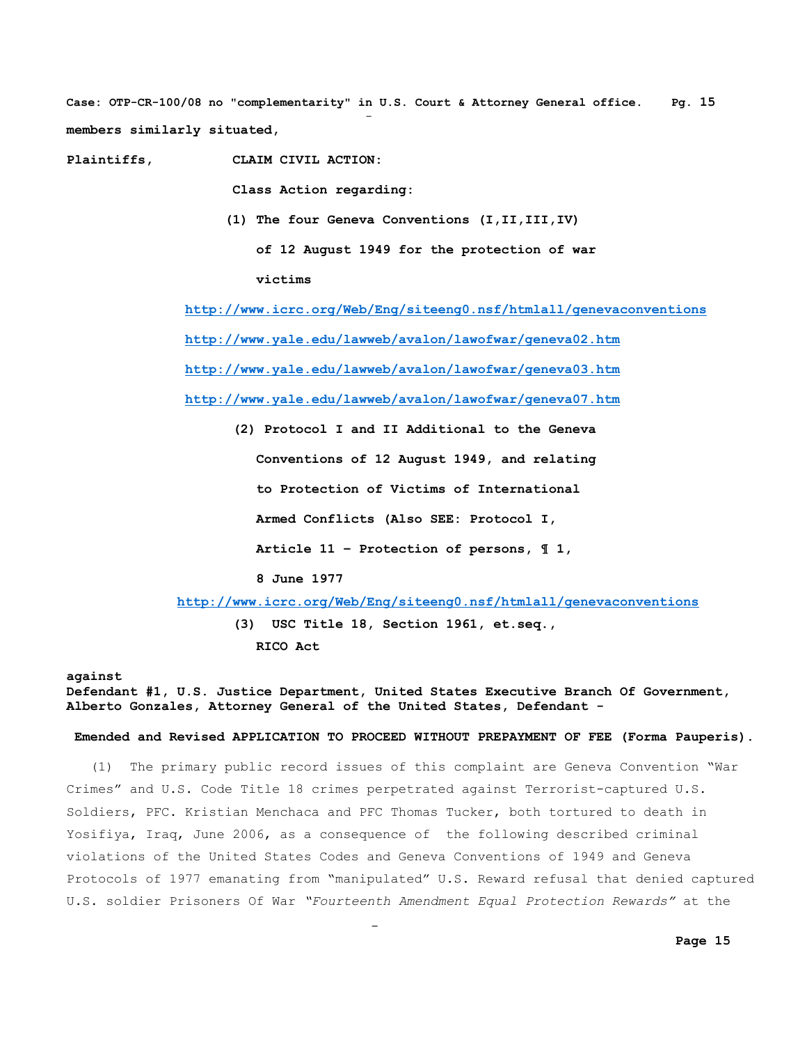**members similarly situated,**

**Plaintiffs,** **CLAIM CIVIL ACTION:**

**Class Action regarding:**

**(1) The four Geneva Conventions (I,II,III,IV) of 12 August 1949 for the protection of war victims**

http://www.icrc.org/Web/Eng/siteeng0.nsf/htmlall/genevaconventions

http://www.yale.edu/lawweb/avalon/lawofwar/geneva02.htm

http://www.yale.edu/lawweb/avalon/lawofwar/geneva03.htm

http://www.yale.edu/lawweb/avalon/lawofwar/geneva07.htm

**(2) Protocol I and II Additional to the Geneva Conventions of 12 August 1949, and relating to Protection of Victims of International Armed Conflicts (Also SEE: Protocol I, Article 11 – Protection of persons, ¶ 1, 8 June 1977**

http://www.icrc.org/Web/Eng/siteeng0.nsf/htmlall/genevaconventions

**(3) USC Title 18, Section 1961, et.seq., RICO Act**

**against**
**Defendant #1, U.S. Justice Department, United States Executive Branch Of Government, Alberto Gonzales, Attorney General of the United States, Defendant -**

**Emended and Revised APPLICATION TO PROCEED WITHOUT PREPAYMENT OF FEE (Forma Pauperis).**

(1) The primary public record issues of this complaint are Geneva Convention "War Crimes" and U.S. Code Title 18 crimes perpetrated against Terrorist-captured U.S. Soldiers, PFC. Kristian Menchaca and PFC Thomas Tucker, both tortured to death in Yosifiya, Iraq, June 2006, as a consequence of the following described criminal violations of the United States Codes and Geneva Conventions of 1949 and Geneva Protocols of 1977 emanating from "manipulated" U.S. Reward refusal that denied captured U.S. soldier Prisoners Of War *"Fourteenth Amendment Equal Protection Rewards"* at the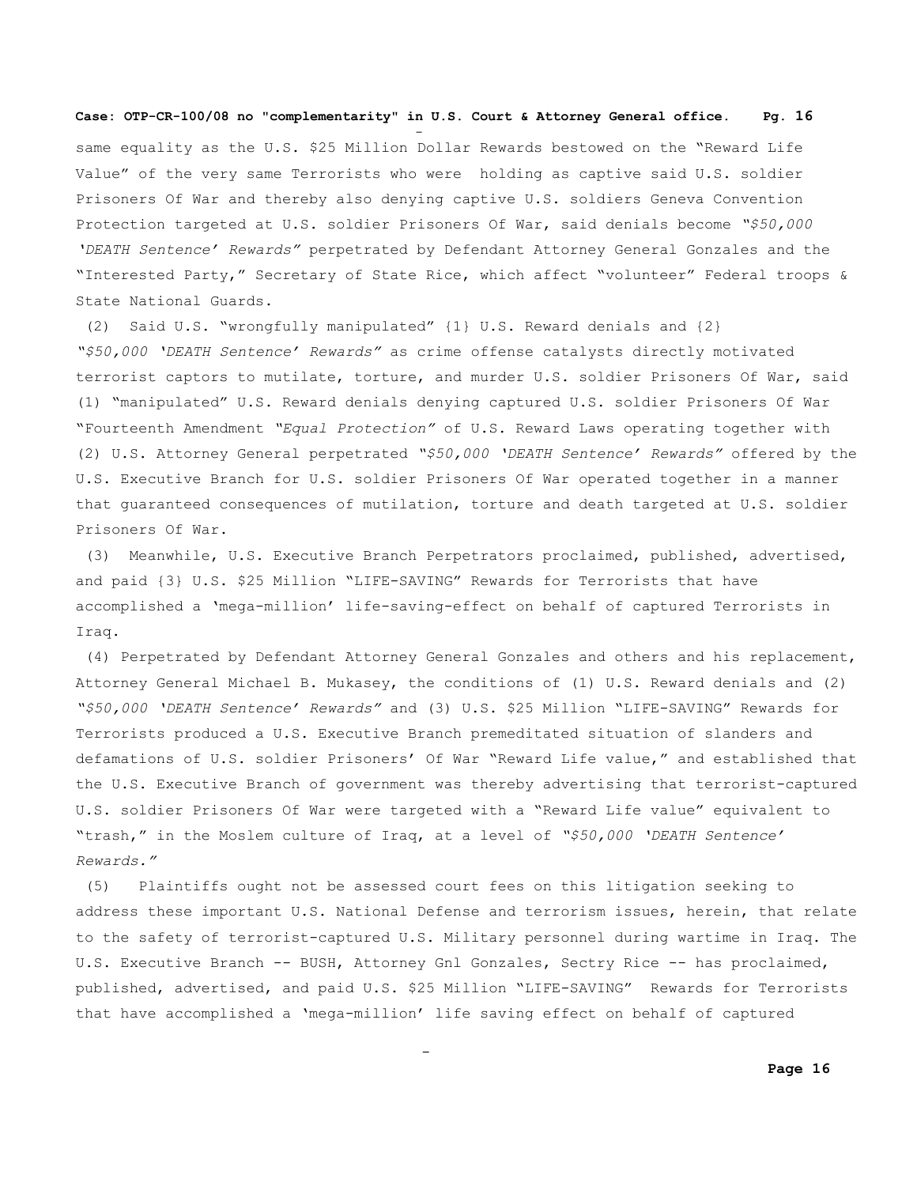same equality as the U.S. $25 Million Dollar Rewards bestowed on the "Reward Life Value" of the very same Terrorists who were holding as captive said U.S. soldier Prisoners Of War and thereby also denying captive U.S. soldiers Geneva Convention Protection targeted at U.S. soldier Prisoners Of War, said denials become *"$50,000 'DEATH Sentence' Rewards"* perpetrated by Defendant Attorney General Gonzales and the "Interested Party," Secretary of State Rice, which affect "volunteer" Federal troops & State National Guards.

(2) Said U.S. "wrongfully manipulated" {1} U.S. Reward denials and {2} *"$50,000 'DEATH Sentence' Rewards"* as crime offense catalysts directly motivated terrorist captors to mutilate, torture, and murder U.S. soldier Prisoners Of War, said (1) "manipulated" U.S. Reward denials denying captured U.S. soldier Prisoners Of War "Fourteenth Amendment *"Equal Protection"* of U.S. Reward Laws operating together with (2) U.S. Attorney General perpetrated *"$50,000 'DEATH Sentence' Rewards"* offered by the U.S. Executive Branch for U.S. soldier Prisoners Of War operated together in a manner that guaranteed consequences of mutilation, torture and death targeted at U.S. soldier Prisoners Of War.

(3) Meanwhile, U.S. Executive Branch Perpetrators proclaimed, published, advertised, and paid {3} U.S. $25 Million "LIFE-SAVING" Rewards for Terrorists that have accomplished a 'mega-million' life-saving-effect on behalf of captured Terrorists in Iraq.

(4) Perpetrated by Defendant Attorney General Gonzales and others and his replacement, Attorney General Michael B. Mukasey, the conditions of (1) U.S. Reward denials and (2) *"$50,000 'DEATH Sentence' Rewards"* and (3) U.S. $25 Million "LIFE-SAVING" Rewards for Terrorists produced a U.S. Executive Branch premeditated situation of slanders and defamations of U.S. soldier Prisoners' Of War "Reward Life value," and established that the U.S. Executive Branch of government was thereby advertising that terrorist-captured U.S. soldier Prisoners Of War were targeted with a "Reward Life value" equivalent to "trash," in the Moslem culture of Iraq, at a level of *"$50,000 'DEATH Sentence' Rewards."*

(5) Plaintiffs ought not be assessed court fees on this litigation seeking to address these important U.S. National Defense and terrorism issues, herein, that relate to the safety of terrorist-captured U.S. Military personnel during wartime in Iraq. The U.S. Executive Branch -- BUSH, Attorney Gnl Gonzales, Sectry Rice -- has proclaimed, published, advertised, and paid U.S. $25 Million "LIFE-SAVING" Rewards for Terrorists that have accomplished a 'mega-million' life saving effect on behalf of captured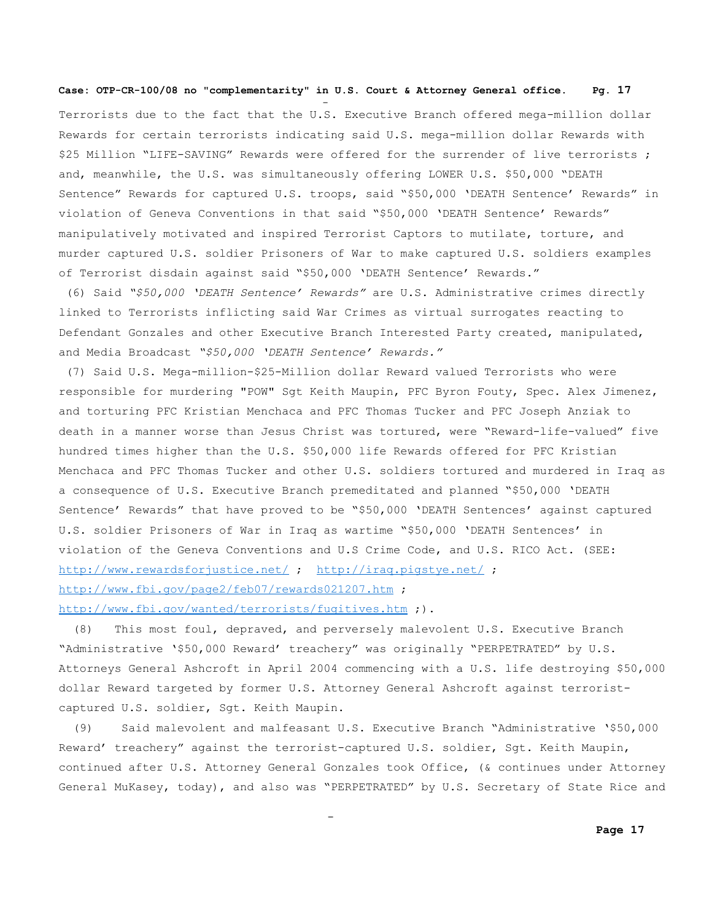Terrorists due to the fact that the U.S. Executive Branch offered mega-million dollar Rewards for certain terrorists indicating said U.S. mega-million dollar Rewards with $25 Million "LIFE-SAVING" Rewards were offered for the surrender of live terrorists ; and, meanwhile, the U.S. was simultaneously offering LOWER U.S. $50,000 "DEATH Sentence" Rewards for captured U.S. troops, said "$50,000 'DEATH Sentence' Rewards" in violation of Geneva Conventions in that said "$50,000 'DEATH Sentence' Rewards" manipulatively motivated and inspired Terrorist Captors to mutilate, torture, and murder captured U.S. soldier Prisoners of War to make captured U.S. soldiers examples of Terrorist disdain against said "$50,000 'DEATH Sentence' Rewards."

(6) Said *"$50,000 'DEATH Sentence' Rewards"* are U.S. Administrative crimes directly linked to Terrorists inflicting said War Crimes as virtual surrogates reacting to Defendant Gonzales and other Executive Branch Interested Party created, manipulated, and Media Broadcast *"$50,000 'DEATH Sentence' Rewards."*

(7) Said U.S. Mega-million-$25-Million dollar Reward valued Terrorists who were responsible for murdering "POW" Sgt Keith Maupin, PFC Byron Fouty, Spec. Alex Jimenez, and torturing PFC Kristian Menchaca and PFC Thomas Tucker and PFC Joseph Anziak to death in a manner worse than Jesus Christ was tortured, were "Reward-life-valued" five hundred times higher than the U.S. $50,000 life Rewards offered for PFC Kristian Menchaca and PFC Thomas Tucker and other U.S. soldiers tortured and murdered in Iraq as a consequence of U.S. Executive Branch premeditated and planned "$50,000 'DEATH Sentence' Rewards" that have proved to be "$50,000 'DEATH Sentences' against captured U.S. soldier Prisoners of War in Iraq as wartime "$50,000 'DEATH Sentences' in violation of the Geneva Conventions and U.S Crime Code, and U.S. RICO Act. (SEE: http://www.rewardsforjustice.net/ ; http://iraq.pigstye.net/ ; http://www.fbi.gov/page2/feb07/rewards021207.htm ; http://www.fbi.gov/wanted/terrorists/fugitives.htm ;).

(8) This most foul, depraved, and perversely malevolent U.S. Executive Branch "Administrative '$50,000 Reward' treachery" was originally "PERPETRATED" by U.S. Attorneys General Ashcroft in April 2004 commencing with a U.S. life destroying $50,000 dollar Reward targeted by former U.S. Attorney General Ashcroft against terrorist-captured U.S. soldier, Sgt. Keith Maupin.

(9) Said malevolent and malfeasant U.S. Executive Branch "Administrative '$50,000 Reward' treachery" against the terrorist-captured U.S. soldier, Sgt. Keith Maupin, continued after U.S. Attorney General Gonzales took Office, (& continues under Attorney General MuKasey, today), and also was "PERPETRATED" by U.S. Secretary of State Rice and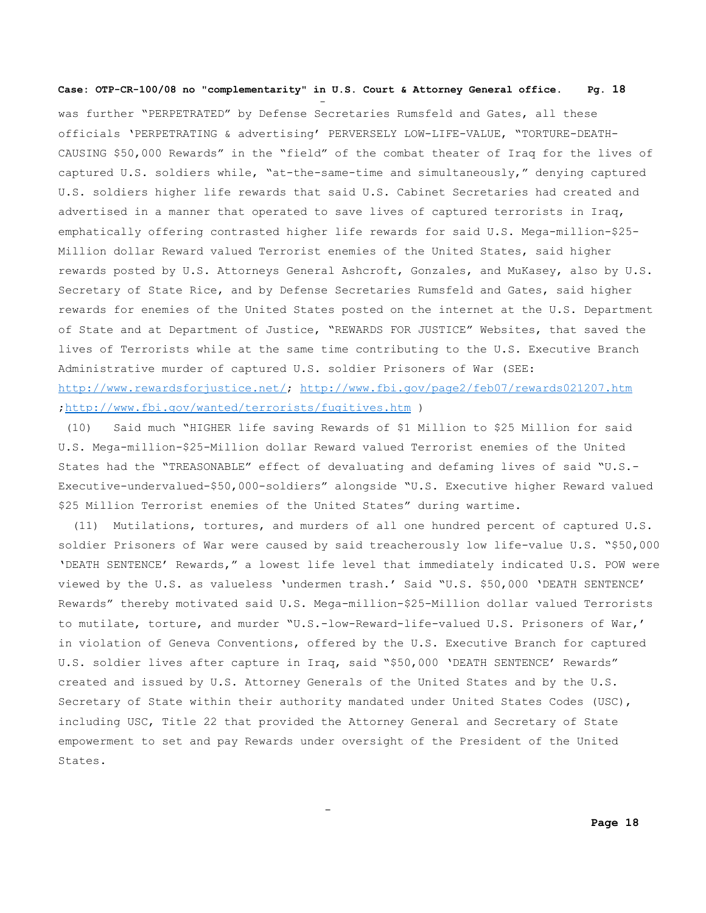was further "PERPETRATED" by Defense Secretaries Rumsfeld and Gates, all these officials 'PERPETRATING & advertising' PERVERSELY LOW-LIFE-VALUE, "TORTURE-DEATH-CAUSING $50,000 Rewards" in the "field" of the combat theater of Iraq for the lives of captured U.S. soldiers while, "at-the-same-time and simultaneously," denying captured U.S. soldiers higher life rewards that said U.S. Cabinet Secretaries had created and advertised in a manner that operated to save lives of captured terrorists in Iraq, emphatically offering contrasted higher life rewards for said U.S. Mega-million-$25-Million dollar Reward valued Terrorist enemies of the United States, said higher rewards posted by U.S. Attorneys General Ashcroft, Gonzales, and MuKasey, also by U.S. Secretary of State Rice, and by Defense Secretaries Rumsfeld and Gates, said higher rewards for enemies of the United States posted on the internet at the U.S. Department of State and at Department of Justice, "REWARDS FOR JUSTICE" Websites, that saved the lives of Terrorists while at the same time contributing to the U.S. Executive Branch Administrative murder of captured U.S. soldier Prisoners of War (SEE: http://www.rewardsforjustice.net/; http://www.fbi.gov/page2/feb07/rewards021207.htm ;http://www.fbi.gov/wanted/terrorists/fugitives.htm )

(10) Said much "HIGHER life saving Rewards of $1 Million to $25 Million for said U.S. Mega-million-$25-Million dollar Reward valued Terrorist enemies of the United States had the "TREASONABLE" effect of devaluating and defaming lives of said "U.S.-Executive-undervalued-$50,000-soldiers" alongside "U.S. Executive higher Reward valued $25 Million Terrorist enemies of the United States" during wartime.

(11) Mutilations, tortures, and murders of all one hundred percent of captured U.S. soldier Prisoners of War were caused by said treacherously low life-value U.S. "$50,000 'DEATH SENTENCE' Rewards," a lowest life level that immediately indicated U.S. POW were viewed by the U.S. as valueless 'undermen trash.' Said "U.S. $50,000 'DEATH SENTENCE' Rewards" thereby motivated said U.S. Mega-million-$25-Million dollar valued Terrorists to mutilate, torture, and murder "U.S.-low-Reward-life-valued U.S. Prisoners of War,' in violation of Geneva Conventions, offered by the U.S. Executive Branch for captured U.S. soldier lives after capture in Iraq, said "$50,000 'DEATH SENTENCE' Rewards" created and issued by U.S. Attorney Generals of the United States and by the U.S. Secretary of State within their authority mandated under United States Codes (USC), including USC, Title 22 that provided the Attorney General and Secretary of State empowerment to set and pay Rewards under oversight of the President of the United States.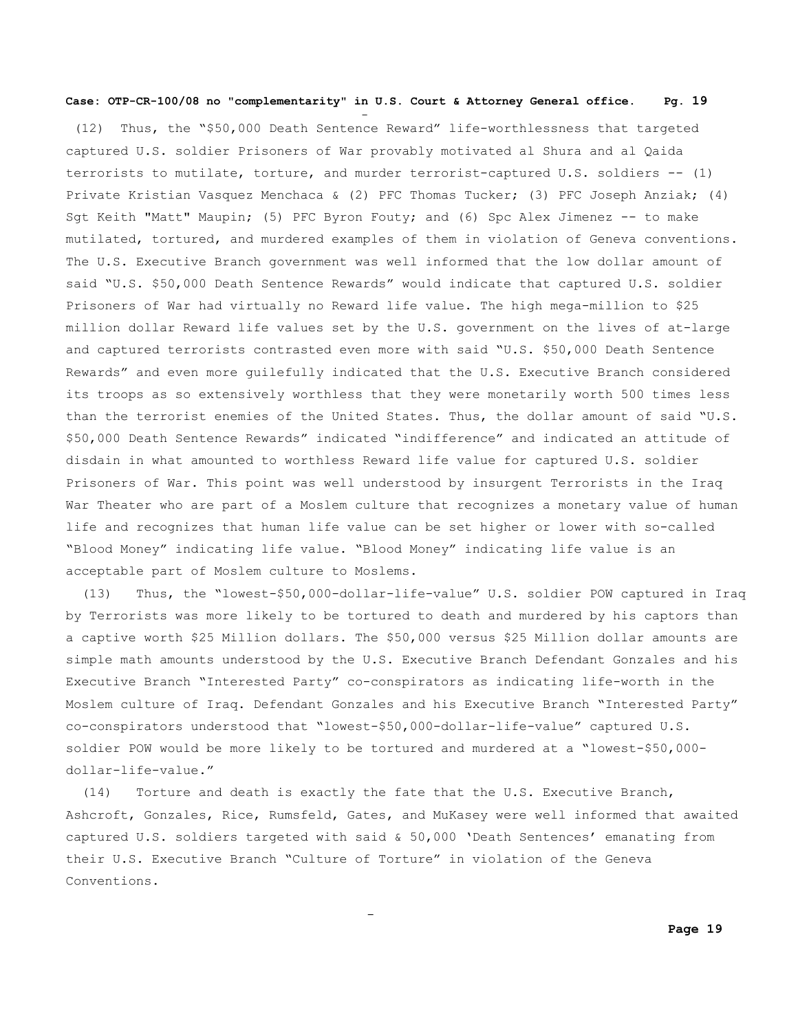(12) Thus, the "$50,000 Death Sentence Reward" life-worthlessness that targeted captured U.S. soldier Prisoners of War provably motivated al Shura and al Qaida terrorists to mutilate, torture, and murder terrorist-captured U.S. soldiers -- (1) Private Kristian Vasquez Menchaca & (2) PFC Thomas Tucker; (3) PFC Joseph Anziak; (4) Sgt Keith "Matt" Maupin; (5) PFC Byron Fouty; and (6) Spc Alex Jimenez -- to make mutilated, tortured, and murdered examples of them in violation of Geneva conventions. The U.S. Executive Branch government was well informed that the low dollar amount of said "U.S. $50,000 Death Sentence Rewards" would indicate that captured U.S. soldier Prisoners of War had virtually no Reward life value. The high mega-million to $25 million dollar Reward life values set by the U.S. government on the lives of at-large and captured terrorists contrasted even more with said "U.S. $50,000 Death Sentence Rewards" and even more guilefully indicated that the U.S. Executive Branch considered its troops as so extensively worthless that they were monetarily worth 500 times less than the terrorist enemies of the United States. Thus, the dollar amount of said "U.S. $50,000 Death Sentence Rewards" indicated "indifference" and indicated an attitude of disdain in what amounted to worthless Reward life value for captured U.S. soldier Prisoners of War. This point was well understood by insurgent Terrorists in the Iraq War Theater who are part of a Moslem culture that recognizes a monetary value of human life and recognizes that human life value can be set higher or lower with so-called "Blood Money" indicating life value. "Blood Money" indicating life value is an acceptable part of Moslem culture to Moslems.

(13) Thus, the "lowest-$50,000-dollar-life-value" U.S. soldier POW captured in Iraq by Terrorists was more likely to be tortured to death and murdered by his captors than a captive worth $25 Million dollars. The $50,000 versus $25 Million dollar amounts are simple math amounts understood by the U.S. Executive Branch Defendant Gonzales and his Executive Branch "Interested Party" co-conspirators as indicating life-worth in the Moslem culture of Iraq. Defendant Gonzales and his Executive Branch "Interested Party" co-conspirators understood that "lowest-$50,000-dollar-life-value" captured U.S. soldier POW would be more likely to be tortured and murdered at a "lowest-$50,000-dollar-life-value."

(14) Torture and death is exactly the fate that the U.S. Executive Branch, Ashcroft, Gonzales, Rice, Rumsfeld, Gates, and MuKasey were well informed that awaited captured U.S. soldiers targeted with said & 50,000 'Death Sentences' emanating from their U.S. Executive Branch "Culture of Torture" in violation of the Geneva Conventions.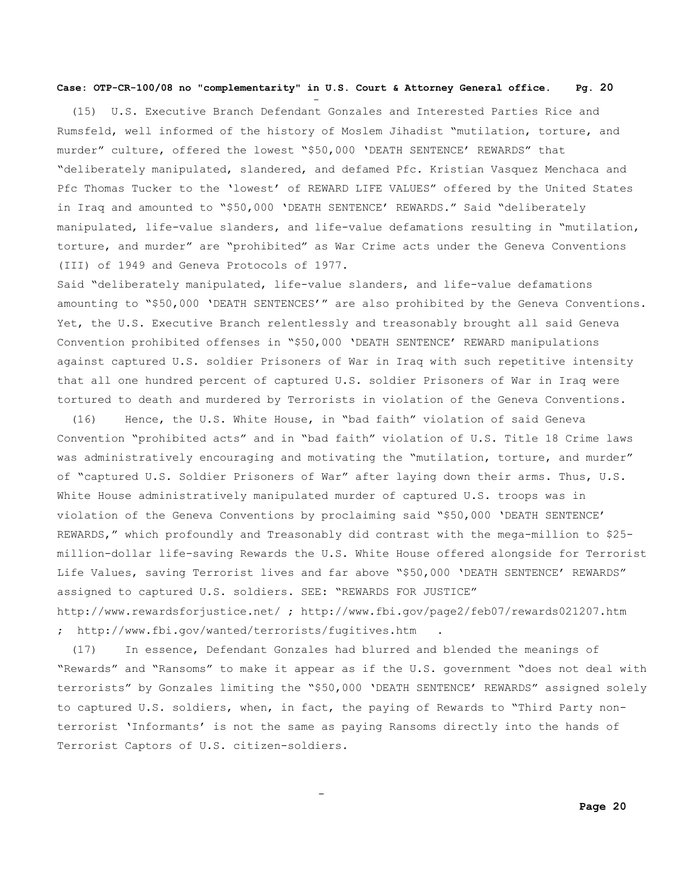(15) U.S. Executive Branch Defendant Gonzales and Interested Parties Rice and Rumsfeld, well informed of the history of Moslem Jihadist "mutilation, torture, and murder" culture, offered the lowest "$50,000 'DEATH SENTENCE' REWARDS" that "deliberately manipulated, slandered, and defamed Pfc. Kristian Vasquez Menchaca and Pfc Thomas Tucker to the 'lowest' of REWARD LIFE VALUES" offered by the United States in Iraq and amounted to "$50,000 'DEATH SENTENCE' REWARDS." Said "deliberately manipulated, life-value slanders, and life-value defamations resulting in "mutilation, torture, and murder" are "prohibited" as War Crime acts under the Geneva Conventions (III) of 1949 and Geneva Protocols of 1977.

Said "deliberately manipulated, life-value slanders, and life-value defamations amounting to "$50,000 'DEATH SENTENCES'" are also prohibited by the Geneva Conventions. Yet, the U.S. Executive Branch relentlessly and treasonably brought all said Geneva Convention prohibited offenses in "$50,000 'DEATH SENTENCE' REWARD manipulations against captured U.S. soldier Prisoners of War in Iraq with such repetitive intensity that all one hundred percent of captured U.S. soldier Prisoners of War in Iraq were tortured to death and murdered by Terrorists in violation of the Geneva Conventions.

(16) Hence, the U.S. White House, in "bad faith" violation of said Geneva Convention "prohibited acts" and in "bad faith" violation of U.S. Title 18 Crime laws was administratively encouraging and motivating the "mutilation, torture, and murder" of "captured U.S. Soldier Prisoners of War" after laying down their arms. Thus, U.S. White House administratively manipulated murder of captured U.S. troops was in violation of the Geneva Conventions by proclaiming said "$50,000 'DEATH SENTENCE' REWARDS," which profoundly and Treasonably did contrast with the mega-million to $25-million-dollar life-saving Rewards the U.S. White House offered alongside for Terrorist Life Values, saving Terrorist lives and far above "$50,000 'DEATH SENTENCE' REWARDS" assigned to captured U.S. soldiers. SEE: "REWARDS FOR JUSTICE" http://www.rewardsforjustice.net/ ; http://www.fbi.gov/page2/feb07/rewards021207.htm ; http://www.fbi.gov/wanted/terrorists/fugitives.htm .

(17) In essence, Defendant Gonzales had blurred and blended the meanings of "Rewards" and "Ransoms" to make it appear as if the U.S. government "does not deal with terrorists" by Gonzales limiting the "$50,000 'DEATH SENTENCE' REWARDS" assigned solely to captured U.S. soldiers, when, in fact, the paying of Rewards to "Third Party non-terrorist 'Informants' is not the same as paying Ransoms directly into the hands of Terrorist Captors of U.S. citizen-soldiers.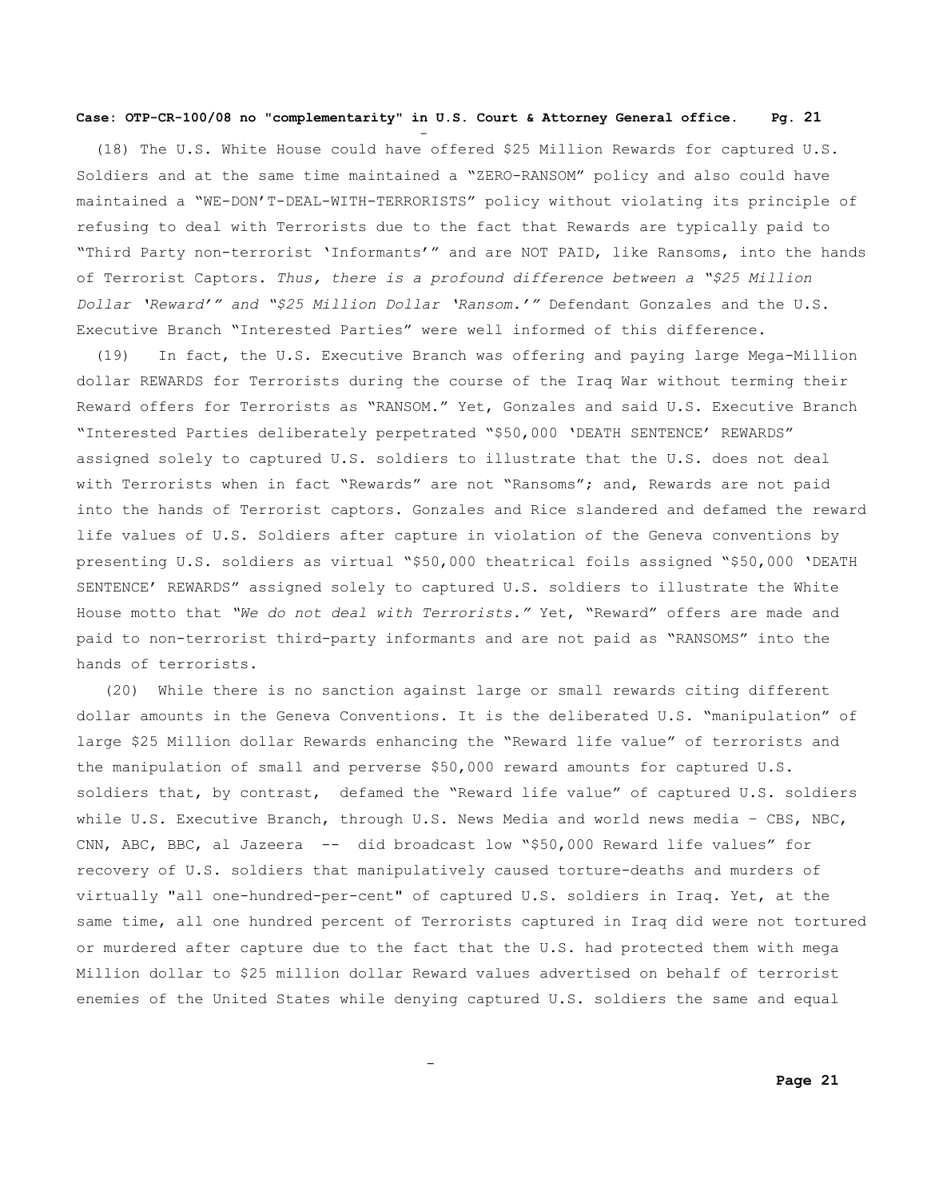(18) The U.S. White House could have offered $25 Million Rewards for captured U.S. Soldiers and at the same time maintained a "ZERO-RANSOM" policy and also could have maintained a "WE-DON'T-DEAL-WITH-TERRORISTS" policy without violating its principle of refusing to deal with Terrorists due to the fact that Rewards are typically paid to "Third Party non-terrorist 'Informants'" and are NOT PAID, like Ransoms, into the hands of Terrorist Captors. *Thus, there is a profound difference between a "$25 Million Dollar 'Reward'" and "$25 Million Dollar 'Ransom.'"* Defendant Gonzales and the U.S. Executive Branch "Interested Parties" were well informed of this difference.

(19) In fact, the U.S. Executive Branch was offering and paying large Mega-Million dollar REWARDS for Terrorists during the course of the Iraq War without terming their Reward offers for Terrorists as "RANSOM." Yet, Gonzales and said U.S. Executive Branch "Interested Parties deliberately perpetrated "$50,000 'DEATH SENTENCE' REWARDS" assigned solely to captured U.S. soldiers to illustrate that the U.S. does not deal with Terrorists when in fact "Rewards" are not "Ransoms"; and, Rewards are not paid into the hands of Terrorist captors. Gonzales and Rice slandered and defamed the reward life values of U.S. Soldiers after capture in violation of the Geneva conventions by presenting U.S. soldiers as virtual "$50,000 theatrical foils assigned "$50,000 'DEATH SENTENCE' REWARDS" assigned solely to captured U.S. soldiers to illustrate the White House motto that *"We do not deal with Terrorists."* Yet, "Reward" offers are made and paid to non-terrorist third-party informants and are not paid as "RANSOMS" into the hands of terrorists.

(20) While there is no sanction against large or small rewards citing different dollar amounts in the Geneva Conventions. It is the deliberated U.S. "manipulation" of large $25 Million dollar Rewards enhancing the "Reward life value" of terrorists and the manipulation of small and perverse $50,000 reward amounts for captured U.S. soldiers that, by contrast, defamed the "Reward life value" of captured U.S. soldiers while U.S. Executive Branch, through U.S. News Media and world news media – CBS, NBC, CNN, ABC, BBC, al Jazeera -- did broadcast low "$50,000 Reward life values" for recovery of U.S. soldiers that manipulatively caused torture-deaths and murders of virtually "all one-hundred-per-cent" of captured U.S. soldiers in Iraq. Yet, at the same time, all one hundred percent of Terrorists captured in Iraq did were not tortured or murdered after capture due to the fact that the U.S. had protected them with mega Million dollar to $25 million dollar Reward values advertised on behalf of terrorist enemies of the United States while denying captured U.S. soldiers the same and equal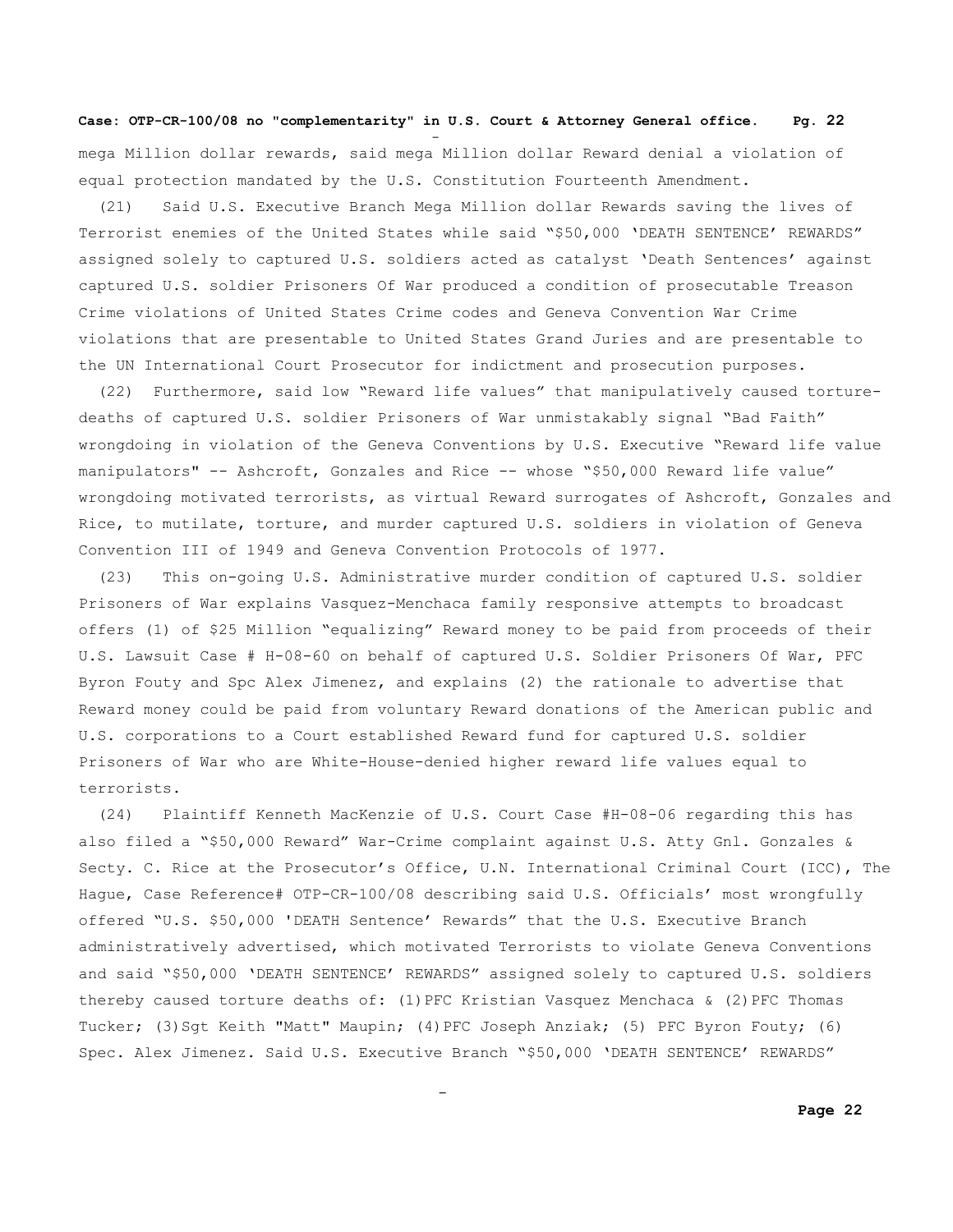mega Million dollar rewards, said mega Million dollar Reward denial a violation of equal protection mandated by the U.S. Constitution Fourteenth Amendment.

(21) Said U.S. Executive Branch Mega Million dollar Rewards saving the lives of Terrorist enemies of the United States while said "$50,000 'DEATH SENTENCE' REWARDS" assigned solely to captured U.S. soldiers acted as catalyst 'Death Sentences' against captured U.S. soldier Prisoners Of War produced a condition of prosecutable Treason Crime violations of United States Crime codes and Geneva Convention War Crime violations that are presentable to United States Grand Juries and are presentable to the UN International Court Prosecutor for indictment and prosecution purposes.

(22) Furthermore, said low "Reward life values" that manipulatively caused torture-deaths of captured U.S. soldier Prisoners of War unmistakably signal "Bad Faith" wrongdoing in violation of the Geneva Conventions by U.S. Executive "Reward life value manipulators" -- Ashcroft, Gonzales and Rice -- whose "$50,000 Reward life value" wrongdoing motivated terrorists, as virtual Reward surrogates of Ashcroft, Gonzales and Rice, to mutilate, torture, and murder captured U.S. soldiers in violation of Geneva Convention III of 1949 and Geneva Convention Protocols of 1977.

(23) This on-going U.S. Administrative murder condition of captured U.S. soldier Prisoners of War explains Vasquez-Menchaca family responsive attempts to broadcast offers (1) of $25 Million "equalizing" Reward money to be paid from proceeds of their U.S. Lawsuit Case # H-08-60 on behalf of captured U.S. Soldier Prisoners Of War, PFC Byron Fouty and Spc Alex Jimenez, and explains (2) the rationale to advertise that Reward money could be paid from voluntary Reward donations of the American public and U.S. corporations to a Court established Reward fund for captured U.S. soldier Prisoners of War who are White-House-denied higher reward life values equal to terrorists.

(24) Plaintiff Kenneth MacKenzie of U.S. Court Case #H-08-06 regarding this has also filed a "$50,000 Reward" War-Crime complaint against U.S. Atty Gnl. Gonzales & Secty. C. Rice at the Prosecutor's Office, U.N. International Criminal Court (ICC), The Hague, Case Reference# OTP-CR-100/08 describing said U.S. Officials' most wrongfully offered "U.S. $50,000 'DEATH Sentence' Rewards" that the U.S. Executive Branch administratively advertised, which motivated Terrorists to violate Geneva Conventions and said "$50,000 'DEATH SENTENCE' REWARDS" assigned solely to captured U.S. soldiers thereby caused torture deaths of: (1) PFC Kristian Vasquez Menchaca & (2) PFC Thomas Tucker; (3) Sgt Keith "Matt" Maupin; (4) PFC Joseph Anziak; (5) PFC Byron Fouty; (6) Spec. Alex Jimenez. Said U.S. Executive Branch "$50,000 'DEATH SENTENCE' REWARDS"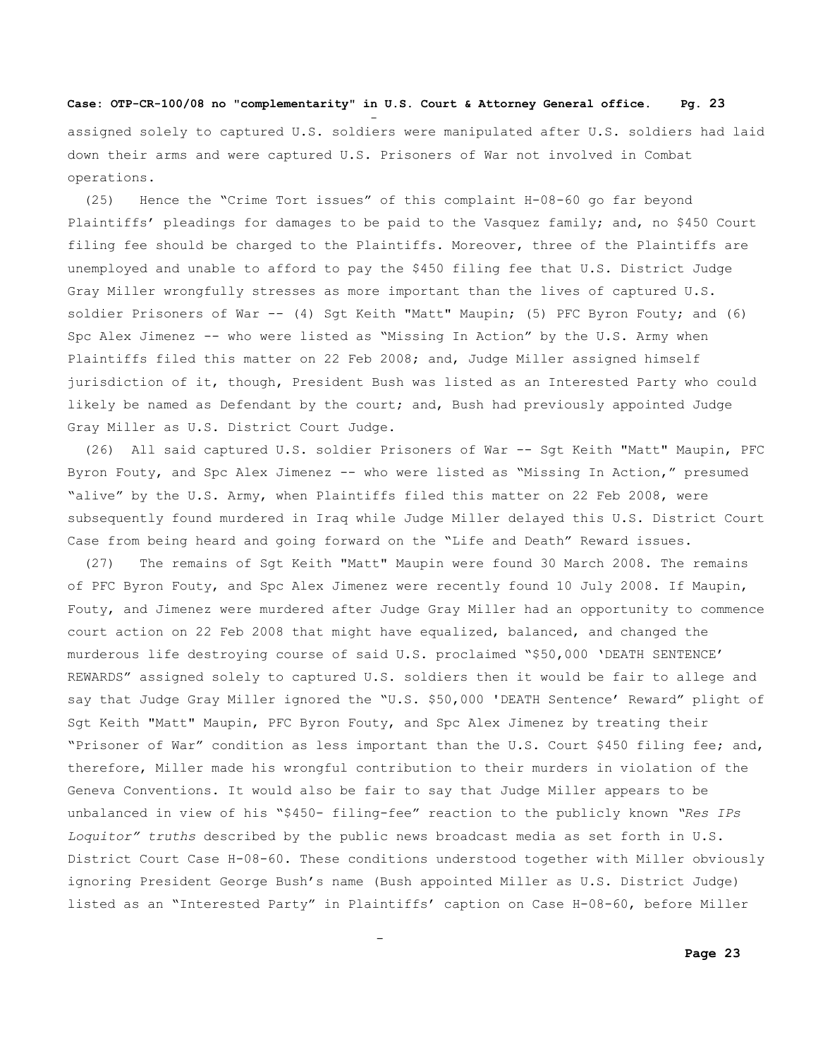assigned solely to captured U.S. soldiers were manipulated after U.S. soldiers had laid down their arms and were captured U.S. Prisoners of War not involved in Combat operations.

(25) Hence the "Crime Tort issues" of this complaint H-08-60 go far beyond Plaintiffs' pleadings for damages to be paid to the Vasquez family; and, no $450 Court filing fee should be charged to the Plaintiffs. Moreover, three of the Plaintiffs are unemployed and unable to afford to pay the $450 filing fee that U.S. District Judge Gray Miller wrongfully stresses as more important than the lives of captured U.S. soldier Prisoners of War -- (4) Sgt Keith "Matt" Maupin; (5) PFC Byron Fouty; and (6) Spc Alex Jimenez -- who were listed as "Missing In Action" by the U.S. Army when Plaintiffs filed this matter on 22 Feb 2008; and, Judge Miller assigned himself jurisdiction of it, though, President Bush was listed as an Interested Party who could likely be named as Defendant by the court; and, Bush had previously appointed Judge Gray Miller as U.S. District Court Judge.

(26) All said captured U.S. soldier Prisoners of War -- Sgt Keith "Matt" Maupin, PFC Byron Fouty, and Spc Alex Jimenez -- who were listed as "Missing In Action," presumed "alive" by the U.S. Army, when Plaintiffs filed this matter on 22 Feb 2008, were subsequently found murdered in Iraq while Judge Miller delayed this U.S. District Court Case from being heard and going forward on the "Life and Death" Reward issues.

(27) The remains of Sgt Keith "Matt" Maupin were found 30 March 2008. The remains of PFC Byron Fouty, and Spc Alex Jimenez were recently found 10 July 2008. If Maupin, Fouty, and Jimenez were murdered after Judge Gray Miller had an opportunity to commence court action on 22 Feb 2008 that might have equalized, balanced, and changed the murderous life destroying course of said U.S. proclaimed "$50,000 'DEATH SENTENCE' REWARDS" assigned solely to captured U.S. soldiers then it would be fair to allege and say that Judge Gray Miller ignored the "U.S. $50,000 'DEATH Sentence' Reward" plight of Sgt Keith "Matt" Maupin, PFC Byron Fouty, and Spc Alex Jimenez by treating their "Prisoner of War" condition as less important than the U.S. Court $450 filing fee; and, therefore, Miller made his wrongful contribution to their murders in violation of the Geneva Conventions. It would also be fair to say that Judge Miller appears to be unbalanced in view of his "$450- filing-fee" reaction to the publicly known *"Res IPs Loquitor" truths* described by the public news broadcast media as set forth in U.S. District Court Case H-08-60. These conditions understood together with Miller obviously ignoring President George Bush's name (Bush appointed Miller as U.S. District Judge) listed as an "Interested Party" in Plaintiffs' caption on Case H-08-60, before Miller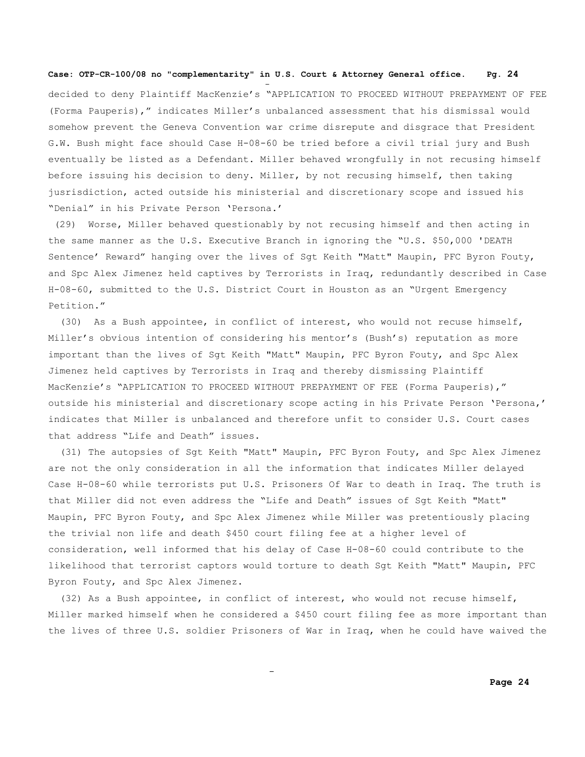decided to deny Plaintiff MacKenzie's "APPLICATION TO PROCEED WITHOUT PREPAYMENT OF FEE (Forma Pauperis)," indicates Miller's unbalanced assessment that his dismissal would somehow prevent the Geneva Convention war crime disrepute and disgrace that President G.W. Bush might face should Case H-08-60 be tried before a civil trial jury and Bush eventually be listed as a Defendant. Miller behaved wrongfully in not recusing himself before issuing his decision to deny. Miller, by not recusing himself, then taking jusrisdiction, acted outside his ministerial and discretionary scope and issued his "Denial" in his Private Person 'Persona.'

(29) Worse, Miller behaved questionably by not recusing himself and then acting in the same manner as the U.S. Executive Branch in ignoring the "U.S. $50,000 'DEATH Sentence' Reward" hanging over the lives of Sgt Keith "Matt" Maupin, PFC Byron Fouty, and Spc Alex Jimenez held captives by Terrorists in Iraq, redundantly described in Case H-08-60, submitted to the U.S. District Court in Houston as an "Urgent Emergency Petition."

(30) As a Bush appointee, in conflict of interest, who would not recuse himself, Miller's obvious intention of considering his mentor's (Bush's) reputation as more important than the lives of Sgt Keith "Matt" Maupin, PFC Byron Fouty, and Spc Alex Jimenez held captives by Terrorists in Iraq and thereby dismissing Plaintiff MacKenzie's "APPLICATION TO PROCEED WITHOUT PREPAYMENT OF FEE (Forma Pauperis)," outside his ministerial and discretionary scope acting in his Private Person 'Persona,' indicates that Miller is unbalanced and therefore unfit to consider U.S. Court cases that address "Life and Death" issues.

(31) The autopsies of Sgt Keith "Matt" Maupin, PFC Byron Fouty, and Spc Alex Jimenez are not the only consideration in all the information that indicates Miller delayed Case H-08-60 while terrorists put U.S. Prisoners Of War to death in Iraq. The truth is that Miller did not even address the "Life and Death" issues of Sgt Keith "Matt" Maupin, PFC Byron Fouty, and Spc Alex Jimenez while Miller was pretentiously placing the trivial non life and death $450 court filing fee at a higher level of consideration, well informed that his delay of Case H-08-60 could contribute to the likelihood that terrorist captors would torture to death Sgt Keith "Matt" Maupin, PFC Byron Fouty, and Spc Alex Jimenez.

(32) As a Bush appointee, in conflict of interest, who would not recuse himself, Miller marked himself when he considered a $450 court filing fee as more important than the lives of three U.S. soldier Prisoners of War in Iraq, when he could have waived the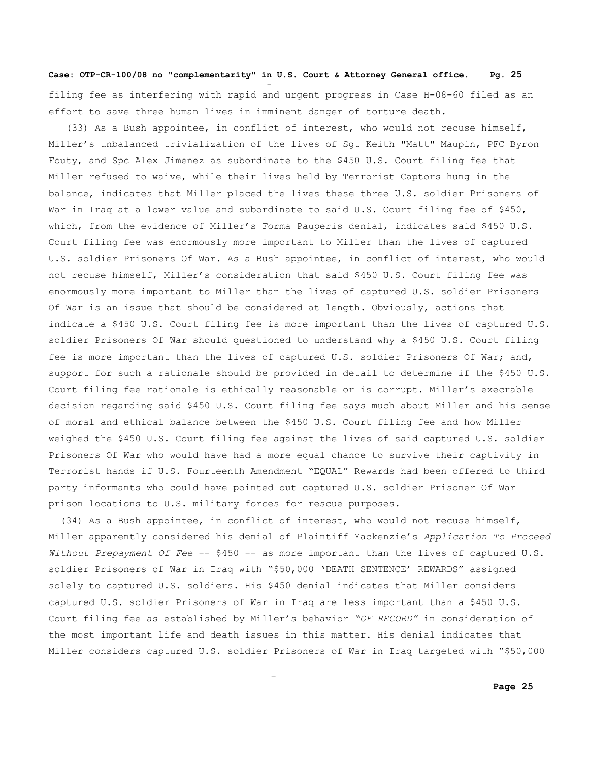filing fee as interfering with rapid and urgent progress in Case H-08-60 filed as an effort to save three human lives in imminent danger of torture death.

(33) As a Bush appointee, in conflict of interest, who would not recuse himself, Miller's unbalanced trivialization of the lives of Sgt Keith "Matt" Maupin, PFC Byron Fouty, and Spc Alex Jimenez as subordinate to the $450 U.S. Court filing fee that Miller refused to waive, while their lives held by Terrorist Captors hung in the balance, indicates that Miller placed the lives these three U.S. soldier Prisoners of War in Iraq at a lower value and subordinate to said U.S. Court filing fee of $450, which, from the evidence of Miller's Forma Pauperis denial, indicates said $450 U.S. Court filing fee was enormously more important to Miller than the lives of captured U.S. soldier Prisoners Of War. As a Bush appointee, in conflict of interest, who would not recuse himself, Miller's consideration that said $450 U.S. Court filing fee was enormously more important to Miller than the lives of captured U.S. soldier Prisoners Of War is an issue that should be considered at length. Obviously, actions that indicate a $450 U.S. Court filing fee is more important than the lives of captured U.S. soldier Prisoners Of War should questioned to understand why a $450 U.S. Court filing fee is more important than the lives of captured U.S. soldier Prisoners Of War; and, support for such a rationale should be provided in detail to determine if the $450 U.S. Court filing fee rationale is ethically reasonable or is corrupt. Miller's execrable decision regarding said $450 U.S. Court filing fee says much about Miller and his sense of moral and ethical balance between the $450 U.S. Court filing fee and how Miller weighed the $450 U.S. Court filing fee against the lives of said captured U.S. soldier Prisoners Of War who would have had a more equal chance to survive their captivity in Terrorist hands if U.S. Fourteenth Amendment "EQUAL" Rewards had been offered to third party informants who could have pointed out captured U.S. soldier Prisoner Of War prison locations to U.S. military forces for rescue purposes.

(34) As a Bush appointee, in conflict of interest, who would not recuse himself, Miller apparently considered his denial of Plaintiff Mackenzie's *Application To Proceed Without Prepayment Of Fee* -- $450 -- as more important than the lives of captured U.S. soldier Prisoners of War in Iraq with "$50,000 'DEATH SENTENCE' REWARDS" assigned solely to captured U.S. soldiers. His $450 denial indicates that Miller considers captured U.S. soldier Prisoners of War in Iraq are less important than a $450 U.S. Court filing fee as established by Miller's behavior *"OF RECORD"* in consideration of the most important life and death issues in this matter. His denial indicates that Miller considers captured U.S. soldier Prisoners of War in Iraq targeted with "$50,000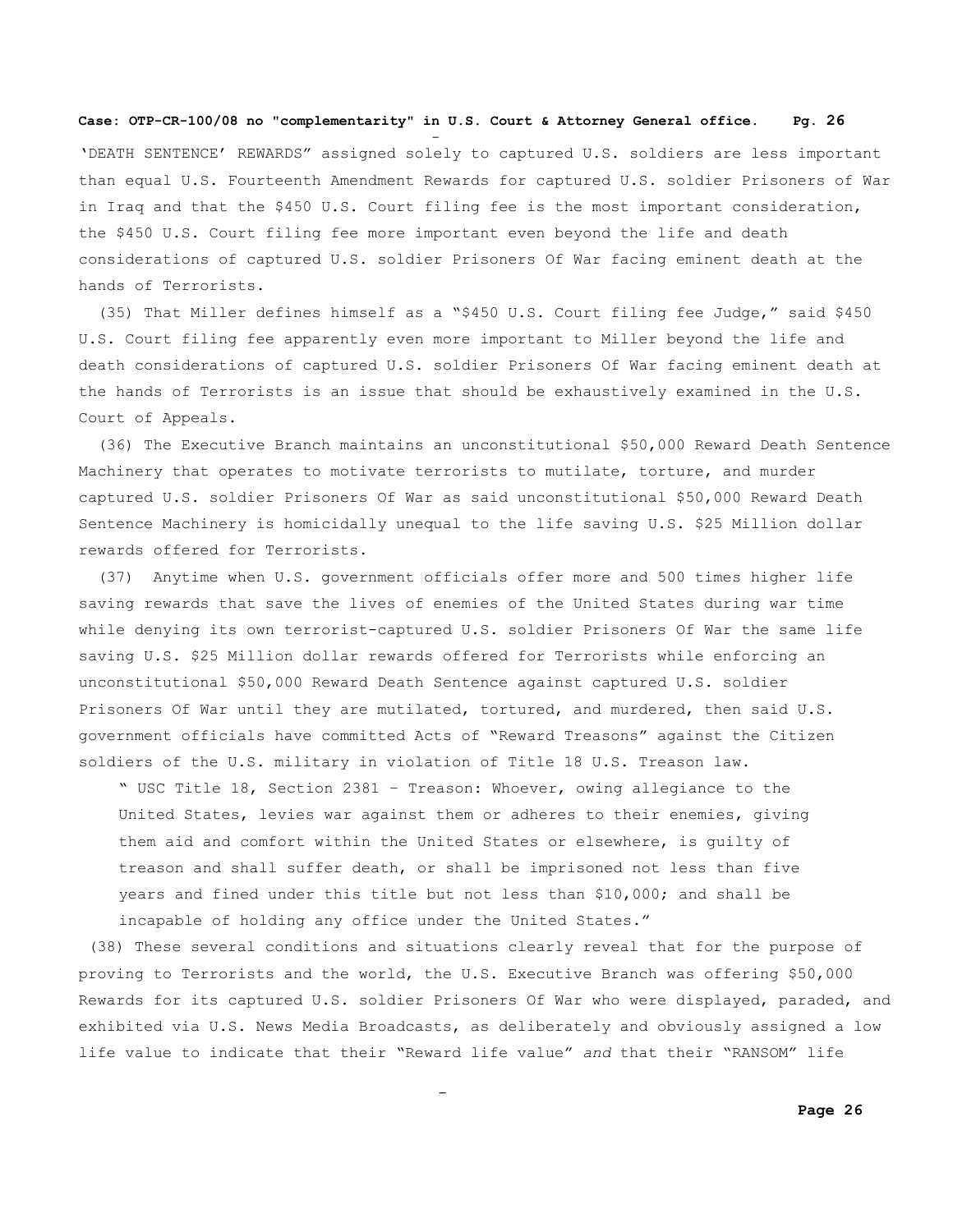'DEATH SENTENCE' REWARDS" assigned solely to captured U.S. soldiers are less important than equal U.S. Fourteenth Amendment Rewards for captured U.S. soldier Prisoners of War in Iraq and that the $450 U.S. Court filing fee is the most important consideration, the $450 U.S. Court filing fee more important even beyond the life and death considerations of captured U.S. soldier Prisoners Of War facing eminent death at the hands of Terrorists.

(35) That Miller defines himself as a "$450 U.S. Court filing fee Judge," said $450 U.S. Court filing fee apparently even more important to Miller beyond the life and death considerations of captured U.S. soldier Prisoners Of War facing eminent death at the hands of Terrorists is an issue that should be exhaustively examined in the U.S. Court of Appeals.

(36) The Executive Branch maintains an unconstitutional $50,000 Reward Death Sentence Machinery that operates to motivate terrorists to mutilate, torture, and murder captured U.S. soldier Prisoners Of War as said unconstitutional $50,000 Reward Death Sentence Machinery is homicidally unequal to the life saving U.S. $25 Million dollar rewards offered for Terrorists.

(37) Anytime when U.S. government officials offer more and 500 times higher life saving rewards that save the lives of enemies of the United States during war time while denying its own terrorist-captured U.S. soldier Prisoners Of War the same life saving U.S. $25 Million dollar rewards offered for Terrorists while enforcing an unconstitutional $50,000 Reward Death Sentence against captured U.S. soldier Prisoners Of War until they are mutilated, tortured, and murdered, then said U.S. government officials have committed Acts of "Reward Treasons" against the Citizen soldiers of the U.S. military in violation of Title 18 U.S. Treason law.

> " USC Title 18, Section 2381 – Treason: Whoever, owing allegiance to the United States, levies war against them or adheres to their enemies, giving them aid and comfort within the United States or elsewhere, is guilty of treason and shall suffer death, or shall be imprisoned not less than five years and fined under this title but not less than $10,000; and shall be incapable of holding any office under the United States."

(38) These several conditions and situations clearly reveal that for the purpose of proving to Terrorists and the world, the U.S. Executive Branch was offering $50,000 Rewards for its captured U.S. soldier Prisoners Of War who were displayed, paraded, and exhibited via U.S. News Media Broadcasts, as deliberately and obviously assigned a low life value to indicate that their "Reward life value" *and* that their "RANSOM" life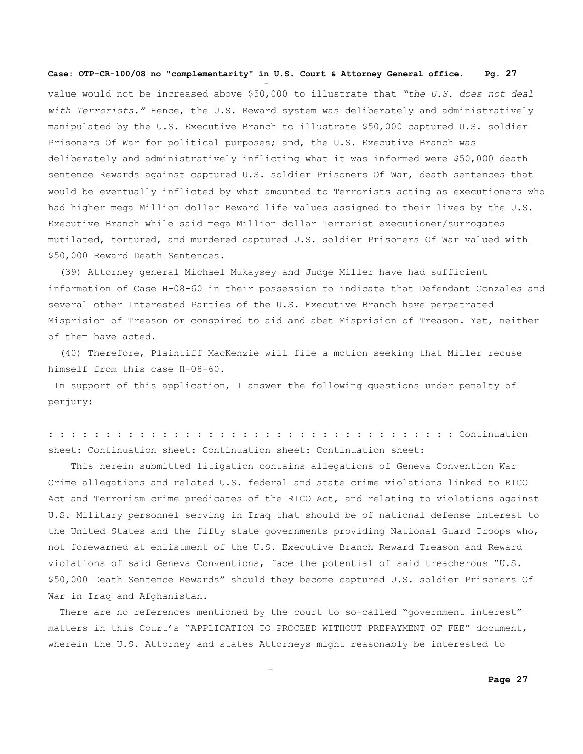value would not be increased above $50,000 to illustrate that *"the U.S. does not deal with Terrorists."* Hence, the U.S. Reward system was deliberately and administratively manipulated by the U.S. Executive Branch to illustrate $50,000 captured U.S. soldier Prisoners Of War for political purposes; and, the U.S. Executive Branch was deliberately and administratively inflicting what it was informed were $50,000 death sentence Rewards against captured U.S. soldier Prisoners Of War, death sentences that would be eventually inflicted by what amounted to Terrorists acting as executioners who had higher mega Million dollar Reward life values assigned to their lives by the U.S. Executive Branch while said mega Million dollar Terrorist executioner/surrogates mutilated, tortured, and murdered captured U.S. soldier Prisoners Of War valued with $50,000 Reward Death Sentences.

(39) Attorney general Michael Mukaysey and Judge Miller have had sufficient information of Case H-08-60 in their possession to indicate that Defendant Gonzales and several other Interested Parties of the U.S. Executive Branch have perpetrated Misprision of Treason or conspired to aid and abet Misprision of Treason. Yet, neither of them have acted.

(40) Therefore, Plaintiff MacKenzie will file a motion seeking that Miller recuse himself from this case H-08-60.

In support of this application, I answer the following questions under penalty of perjury:

: : : : : : : : : : : : : : : : : : : : : : : : : : : : : : : : : : : : : Continuation sheet: Continuation sheet: Continuation sheet: Continuation sheet:

This herein submitted litigation contains allegations of Geneva Convention War Crime allegations and related U.S. federal and state crime violations linked to RICO Act and Terrorism crime predicates of the RICO Act, and relating to violations against U.S. Military personnel serving in Iraq that should be of national defense interest to the United States and the fifty state governments providing National Guard Troops who, not forewarned at enlistment of the U.S. Executive Branch Reward Treason and Reward violations of said Geneva Conventions, face the potential of said treacherous "U.S. $50,000 Death Sentence Rewards" should they become captured U.S. soldier Prisoners Of War in Iraq and Afghanistan.

There are no references mentioned by the court to so-called "government interest" matters in this Court's "APPLICATION TO PROCEED WITHOUT PREPAYMENT OF FEE" document, wherein the U.S. Attorney and states Attorneys might reasonably be interested to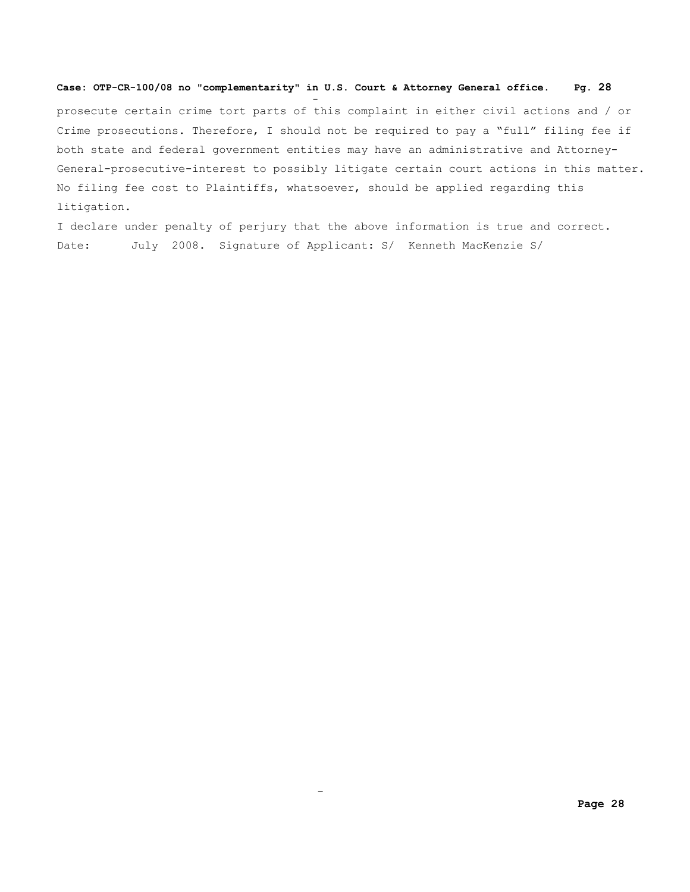prosecute certain crime tort parts of this complaint in either civil actions and / or Crime prosecutions. Therefore, I should not be required to pay a "full" filing fee if both state and federal government entities may have an administrative and Attorney-General-prosecutive-interest to possibly litigate certain court actions in this matter. No filing fee cost to Plaintiffs, whatsoever, should be applied regarding this litigation.

I declare under penalty of perjury that the above information is true and correct.

Date: July 2008. Signature of Applicant: S/ Kenneth MacKenzie S/